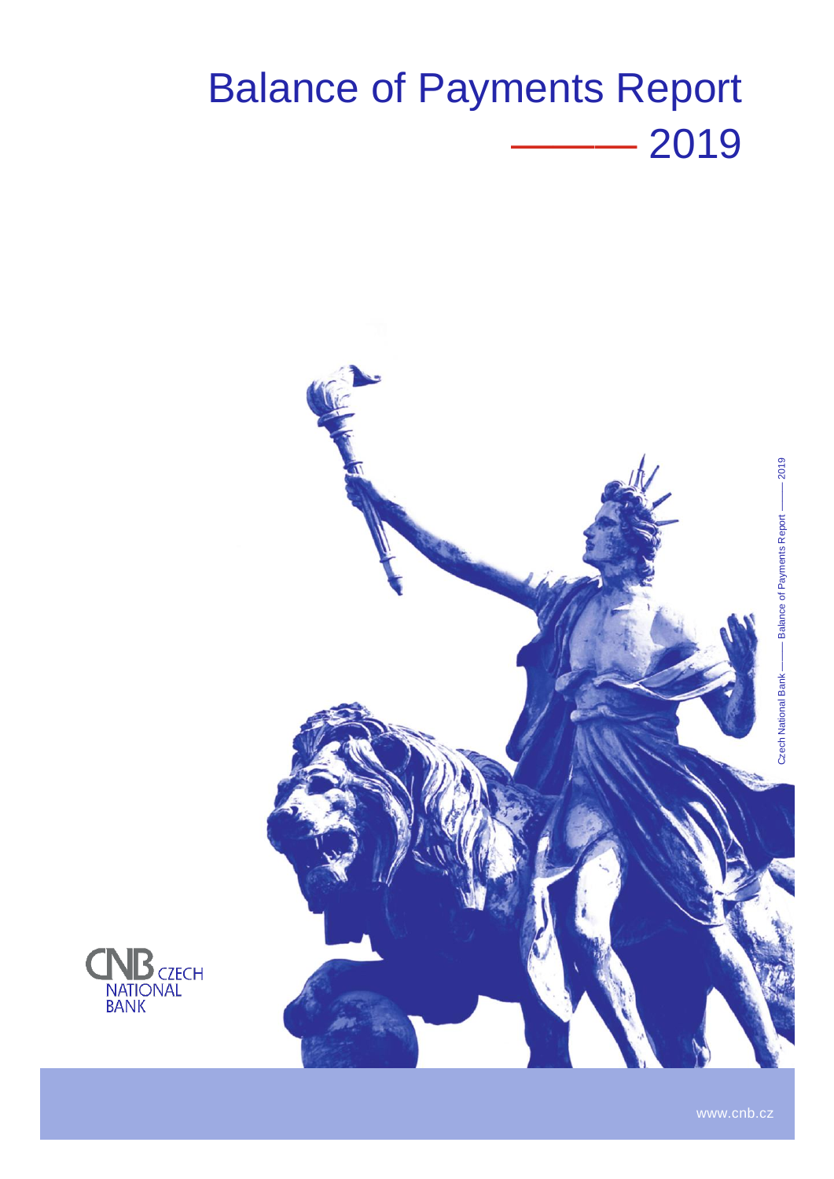# Balance of Payments Report

## 2019

Czech National Bank —— Balance of Payments Report —— 2019

CZECH NATIONAL BANK

www.cnb.cz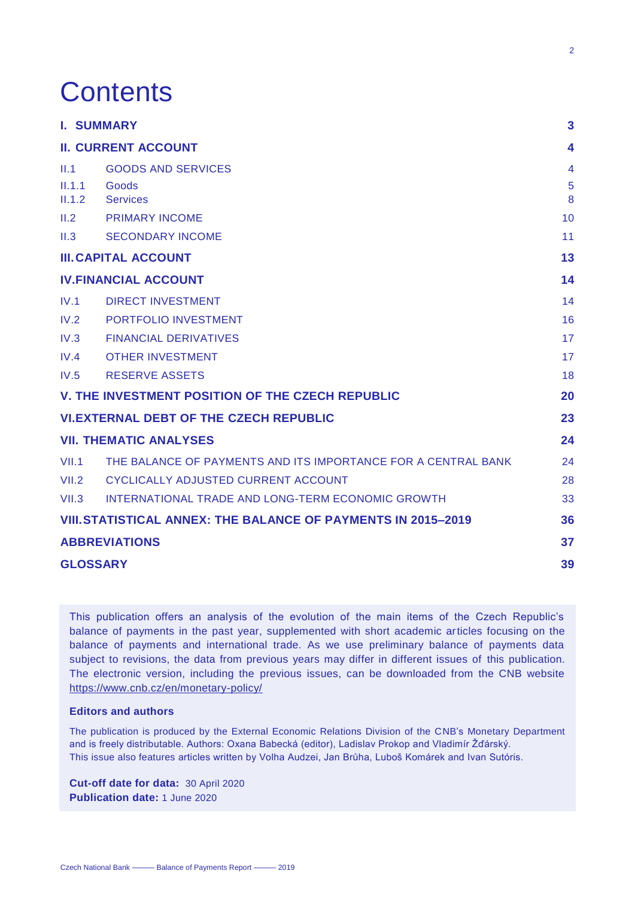# Contents

| | | |
|---|---|---|
| **I. SUMMARY** | | **3** |
| **II. CURRENT ACCOUNT** | | **4** |
| II.1 | GOODS AND SERVICES | 4 |
| II.1.1 | Goods | 5 |
| II.1.2 | Services | 8 |
| II.2 | PRIMARY INCOME | 10 |
| II.3 | SECONDARY INCOME | 11 |
| **III. CAPITAL ACCOUNT** | | **13** |
| **IV. FINANCIAL ACCOUNT** | | **14** |
| IV.1 | DIRECT INVESTMENT | 14 |
| IV.2 | PORTFOLIO INVESTMENT | 16 |
| IV.3 | FINANCIAL DERIVATIVES | 17 |
| IV.4 | OTHER INVESTMENT | 17 |
| IV.5 | RESERVE ASSETS | 18 |
| **V. THE INVESTMENT POSITION OF THE CZECH REPUBLIC** | | **20** |
| **VI. EXTERNAL DEBT OF THE CZECH REPUBLIC** | | **23** |
| **VII. THEMATIC ANALYSES** | | **24** |
| VII.1 | THE BALANCE OF PAYMENTS AND ITS IMPORTANCE FOR A CENTRAL BANK | 24 |
| VII.2 | CYCLICALLY ADJUSTED CURRENT ACCOUNT | 28 |
| VII.3 | INTERNATIONAL TRADE AND LONG-TERM ECONOMIC GROWTH | 33 |
| **VIII. STATISTICAL ANNEX: THE BALANCE OF PAYMENTS IN 2015–2019** | | **36** |
| **ABBREVIATIONS** | | **37** |
| **GLOSSARY** | | **39** |

This publication offers an analysis of the evolution of the main items of the Czech Republic's balance of payments in the past year, supplemented with short academic articles focusing on the balance of payments and international trade. As we use preliminary balance of payments data subject to revisions, the data from previous years may differ in different issues of this publication. The electronic version, including the previous issues, can be downloaded from the CNB website https://www.cnb.cz/en/monetary-policy/

**Editors and authors**

The publication is produced by the External Economic Relations Division of the CNB's Monetary Department and is freely distributable. Authors: Oxana Babecká (editor), Ladislav Prokop and Vladimír Žďárský.
This issue also features articles written by Volha Audzei, Jan Brůha, Luboš Komárek and Ivan Sutóris.

**Cut-off date for data:** 30 April 2020
**Publication date:** 1 June 2020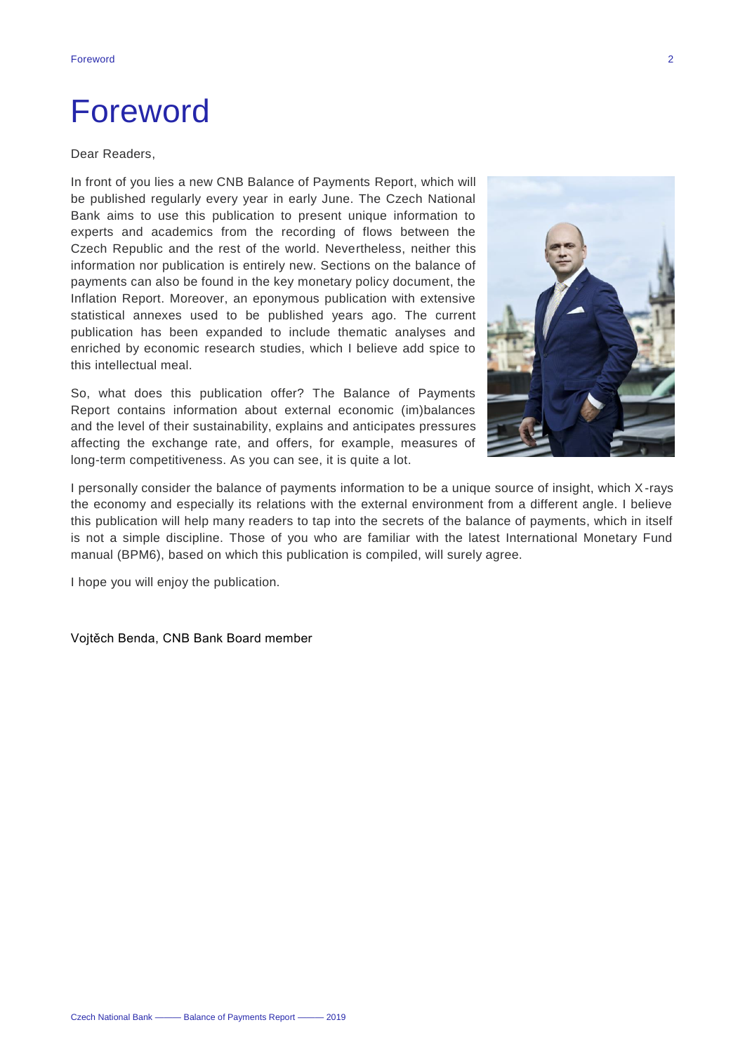# Foreword

Dear Readers,

In front of you lies a new CNB Balance of Payments Report, which will be published regularly every year in early June. The Czech National Bank aims to use this publication to present unique information to experts and academics from the recording of flows between the Czech Republic and the rest of the world. Nevertheless, neither this information nor publication is entirely new. Sections on the balance of payments can also be found in the key monetary policy document, the Inflation Report. Moreover, an eponymous publication with extensive statistical annexes used to be published years ago. The current publication has been expanded to include thematic analyses and enriched by economic research studies, which I believe add spice to this intellectual meal.

So, what does this publication offer? The Balance of Payments Report contains information about external economic (im)balances and the level of their sustainability, explains and anticipates pressures affecting the exchange rate, and offers, for example, measures of long-term competitiveness. As you can see, it is quite a lot.

I personally consider the balance of payments information to be a unique source of insight, which X-rays the economy and especially its relations with the external environment from a different angle. I believe this publication will help many readers to tap into the secrets of the balance of payments, which in itself is not a simple discipline. Those of you who are familiar with the latest International Monetary Fund manual (BPM6), based on which this publication is compiled, will surely agree.

I hope you will enjoy the publication.

Vojtěch Benda, CNB Bank Board member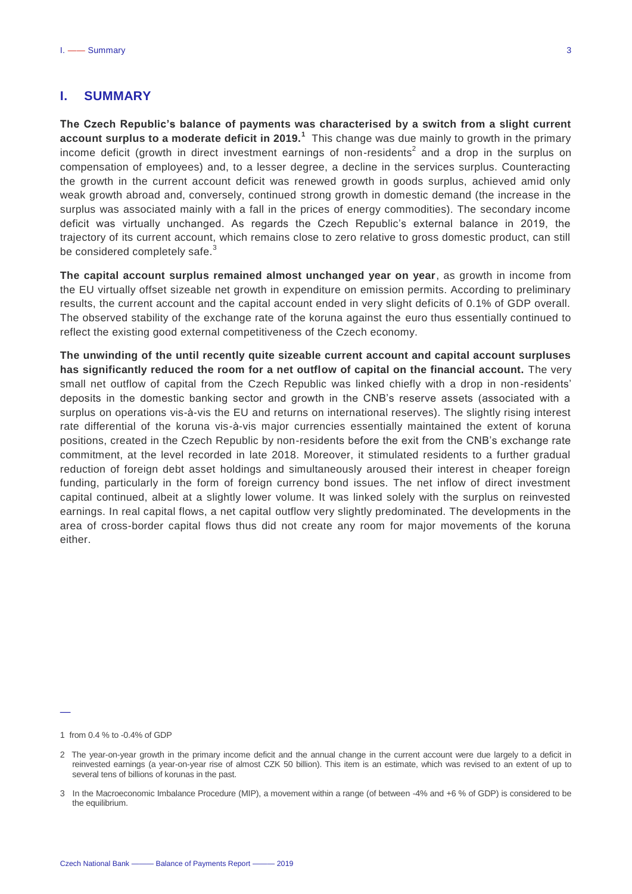# I. SUMMARY

**The Czech Republic's balance of payments was characterised by a switch from a slight current account surplus to a moderate deficit in 2019.**[1] This change was due mainly to growth in the primary income deficit (growth in direct investment earnings of non-residents[2] and a drop in the surplus on compensation of employees) and, to a lesser degree, a decline in the services surplus. Counteracting the growth in the current account deficit was renewed growth in goods surplus, achieved amid only weak growth abroad and, conversely, continued strong growth in domestic demand (the increase in the surplus was associated mainly with a fall in the prices of energy commodities). The secondary income deficit was virtually unchanged. As regards the Czech Republic's external balance in 2019, the trajectory of its current account, which remains close to zero relative to gross domestic product, can still be considered completely safe.[3]

**The capital account surplus remained almost unchanged year on year**, as growth in income from the EU virtually offset sizeable net growth in expenditure on emission permits. According to preliminary results, the current account and the capital account ended in very slight deficits of 0.1% of GDP overall. The observed stability of the exchange rate of the koruna against the euro thus essentially continued to reflect the existing good external competitiveness of the Czech economy.

**The unwinding of the until recently quite sizeable current account and capital account surpluses has significantly reduced the room for a net outflow of capital on the financial account.** The very small net outflow of capital from the Czech Republic was linked chiefly with a drop in non-residents' deposits in the domestic banking sector and growth in the CNB's reserve assets (associated with a surplus on operations vis-à-vis the EU and returns on international reserves). The slightly rising interest rate differential of the koruna vis-à-vis major currencies essentially maintained the extent of koruna positions, created in the Czech Republic by non-residents before the exit from the CNB's exchange rate commitment, at the level recorded in late 2018. Moreover, it stimulated residents to a further gradual reduction of foreign debt asset holdings and simultaneously aroused their interest in cheaper foreign funding, particularly in the form of foreign currency bond issues. The net inflow of direct investment capital continued, albeit at a slightly lower volume. It was linked solely with the surplus on reinvested earnings. In real capital flows, a net capital outflow very slightly predominated. The developments in the area of cross-border capital flows thus did not create any room for major movements of the koruna either.

---

1 from 0.4 % to -0.4% of GDP

2 The year-on-year growth in the primary income deficit and the annual change in the current account were due largely to a deficit in reinvested earnings (a year-on-year rise of almost CZK 50 billion). This item is an estimate, which was revised to an extent of up to several tens of billions of korunas in the past.

3 In the Macroeconomic Imbalance Procedure (MIP), a movement within a range (of between -4% and +6 % of GDP) is considered to be the equilibrium.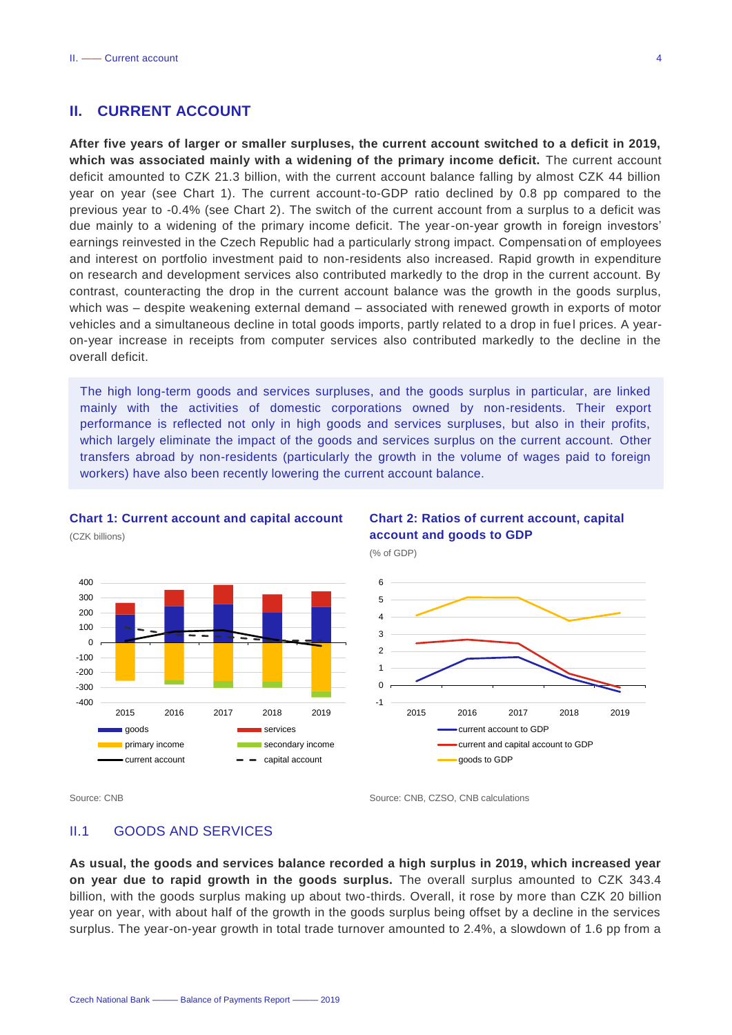## II. CURRENT ACCOUNT

**After five years of larger or smaller surpluses, the current account switched to a deficit in 2019, which was associated mainly with a widening of the primary income deficit.** The current account deficit amounted to CZK 21.3 billion, with the current account balance falling by almost CZK 44 billion year on year (see Chart 1). The current account-to-GDP ratio declined by 0.8 pp compared to the previous year to -0.4% (see Chart 2). The switch of the current account from a surplus to a deficit was due mainly to a widening of the primary income deficit. The year-on-year growth in foreign investors' earnings reinvested in the Czech Republic had a particularly strong impact. Compensation of employees and interest on portfolio investment paid to non-residents also increased. Rapid growth in expenditure on research and development services also contributed markedly to the drop in the current account. By contrast, counteracting the drop in the current account balance was the growth in the goods surplus, which was – despite weakening external demand – associated with renewed growth in exports of motor vehicles and a simultaneous decline in total goods imports, partly related to a drop in fuel prices. A year-on-year increase in receipts from computer services also contributed markedly to the decline in the overall deficit.

The high long-term goods and services surpluses, and the goods surplus in particular, are linked mainly with the activities of domestic corporations owned by non-residents. Their export performance is reflected not only in high goods and services surpluses, but also in their profits, which largely eliminate the impact of the goods and services surplus on the current account. Other transfers abroad by non-residents (particularly the growth in the volume of wages paid to foreign workers) have also been recently lowering the current account balance.

**Chart 1: Current account and capital account**

(CZK billions)

Source: CNB

**Chart 2: Ratios of current account, capital account and goods to GDP**

(% of GDP)

Source: CNB, CZSO, CNB calculations

### II.1 GOODS AND SERVICES

**As usual, the goods and services balance recorded a high surplus in 2019, which increased year on year due to rapid growth in the goods surplus.** The overall surplus amounted to CZK 343.4 billion, with the goods surplus making up about two-thirds. Overall, it rose by more than CZK 20 billion year on year, with about half of the growth in the goods surplus being offset by a decline in the services surplus. The year-on-year growth in total trade turnover amounted to 2.4%, a slowdown of 1.6 pp from a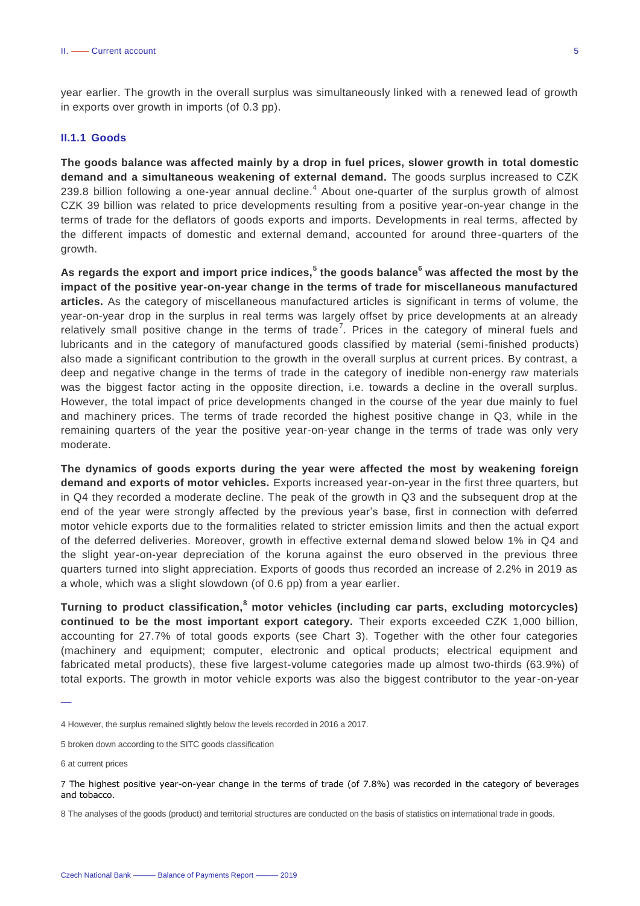year earlier. The growth in the overall surplus was simultaneously linked with a renewed lead of growth in exports over growth in imports (of 0.3 pp).

### II.1.1 Goods

**The goods balance was affected mainly by a drop in fuel prices, slower growth in total domestic demand and a simultaneous weakening of external demand.** The goods surplus increased to CZK 239.8 billion following a one-year annual decline.[4] About one-quarter of the surplus growth of almost CZK 39 billion was related to price developments resulting from a positive year-on-year change in the terms of trade for the deflators of goods exports and imports. Developments in real terms, affected by the different impacts of domestic and external demand, accounted for around three-quarters of the growth.

**As regards the export and import price indices,[5] the goods balance[6] was affected the most by the impact of the positive year-on-year change in the terms of trade for miscellaneous manufactured articles.** As the category of miscellaneous manufactured articles is significant in terms of volume, the year-on-year drop in the surplus in real terms was largely offset by price developments at an already relatively small positive change in the terms of trade[7]. Prices in the category of mineral fuels and lubricants and in the category of manufactured goods classified by material (semi-finished products) also made a significant contribution to the growth in the overall surplus at current prices. By contrast, a deep and negative change in the terms of trade in the category of inedible non-energy raw materials was the biggest factor acting in the opposite direction, i.e. towards a decline in the overall surplus. However, the total impact of price developments changed in the course of the year due mainly to fuel and machinery prices. The terms of trade recorded the highest positive change in Q3, while in the remaining quarters of the year the positive year-on-year change in the terms of trade was only very moderate.

**The dynamics of goods exports during the year were affected the most by weakening foreign demand and exports of motor vehicles.** Exports increased year-on-year in the first three quarters, but in Q4 they recorded a moderate decline. The peak of the growth in Q3 and the subsequent drop at the end of the year were strongly affected by the previous year's base, first in connection with deferred motor vehicle exports due to the formalities related to stricter emission limits and then the actual export of the deferred deliveries. Moreover, growth in effective external demand slowed below 1% in Q4 and the slight year-on-year depreciation of the koruna against the euro observed in the previous three quarters turned into slight appreciation. Exports of goods thus recorded an increase of 2.2% in 2019 as a whole, which was a slight slowdown (of 0.6 pp) from a year earlier.

**Turning to product classification,[8] motor vehicles (including car parts, excluding motorcycles) continued to be the most important export category.** Their exports exceeded CZK 1,000 billion, accounting for 27.7% of total goods exports (see Chart 3). Together with the other four categories (machinery and equipment; computer, electronic and optical products; electrical equipment and fabricated metal products), these five largest-volume categories made up almost two-thirds (63.9%) of total exports. The growth in motor vehicle exports was also the biggest contributor to the year-on-year

---

4 However, the surplus remained slightly below the levels recorded in 2016 a 2017.

5 broken down according to the SITC goods classification

6 at current prices

7 The highest positive year-on-year change in the terms of trade (of 7.8%) was recorded in the category of beverages and tobacco.

8 The analyses of the goods (product) and territorial structures are conducted on the basis of statistics on international trade in goods.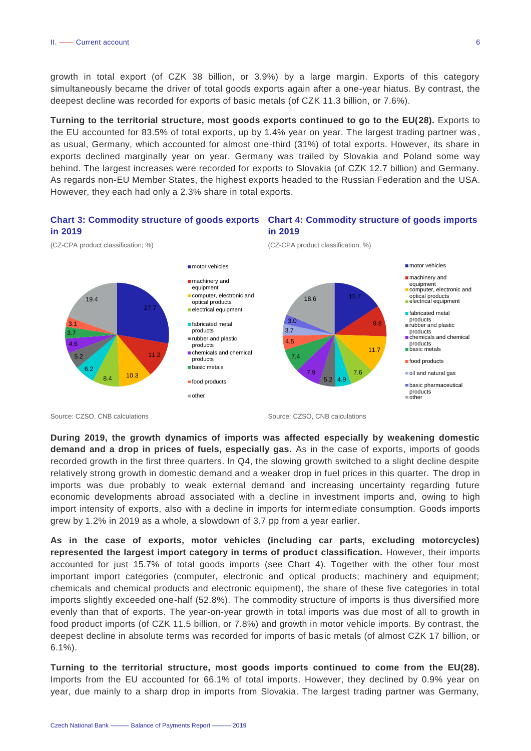growth in total export (of CZK 38 billion, or 3.9%) by a large margin. Exports of this category simultaneously became the driver of total goods exports again after a one-year hiatus. By contrast, the deepest decline was recorded for exports of basic metals (of CZK 11.3 billion, or 7.6%).

**Turning to the territorial structure, most goods exports continued to go to the EU(28).** Exports to the EU accounted for 83.5% of total exports, up by 1.4% year on year. The largest trading partner was, as usual, Germany, which accounted for almost one-third (31%) of total exports. However, its share in exports declined marginally year on year. Germany was trailed by Slovakia and Poland some way behind. The largest increases were recorded for exports to Slovakia (of CZK 12.7 billion) and Germany. As regards non-EU Member States, the highest exports headed to the Russian Federation and the USA. However, they each had only a 2.3% share in total exports.

### Chart 3: Commodity structure of goods exports in 2019

(CZ-CPA product classification; %)

| Category | % |
|---|---|
| motor vehicles | 27.7 |
| machinery and equipment | 11.2 |
| computer, electronic and optical products | 10.3 |
| electrical equipment | 8.4 |
| fabricated metal products | 6.2 |
| rubber and plastic products | 5.2 |
| chemicals and chemical products | 4.6 |
| basic metals | 3.7 |
| food products | 3.1 |
| other | 19.4 |

Source: CZSO, CNB calculations

### Chart 4: Commodity structure of goods imports in 2019

(CZ-CPA product classification; %)

| Category | % |
|---|---|
| motor vehicles | 15.7 |
| machinery and equipment | 9.8 |
| computer, electronic and optical products | 11.7 |
| electrical equipment | 7.6 |
| fabricated metal products | 4.9 |
| rubber and plastic products | 5.2 |
| chemicals and chemical products | 7.9 |
| basic metals | 7.4 |
| food products | 4.5 |
| oil and natural gas | 3.7 |
| basic pharmaceutical products | 3.0 |
| other | 18.6 |

Source: CZSO, CNB calculations

**During 2019, the growth dynamics of imports was affected especially by weakening domestic demand and a drop in prices of fuels, especially gas.** As in the case of exports, imports of goods recorded growth in the first three quarters. In Q4, the slowing growth switched to a slight decline despite relatively strong growth in domestic demand and a weaker drop in fuel prices in this quarter. The drop in imports was due probably to weak external demand and increasing uncertainty regarding future economic developments abroad associated with a decline in investment imports and, owing to high import intensity of exports, also with a decline in imports for intermediate consumption. Goods imports grew by 1.2% in 2019 as a whole, a slowdown of 3.7 pp from a year earlier.

**As in the case of exports, motor vehicles (including car parts, excluding motorcycles) represented the largest import category in terms of product classification.** However, their imports accounted for just 15.7% of total goods imports (see Chart 4). Together with the other four most important import categories (computer, electronic and optical products; machinery and equipment; chemicals and chemical products and electronic equipment), the share of these five categories in total imports slightly exceeded one-half (52.8%). The commodity structure of imports is thus diversified more evenly than that of exports. The year-on-year growth in total imports was due most of all to growth in food product imports (of CZK 11.5 billion, or 7.8%) and growth in motor vehicle imports. By contrast, the deepest decline in absolute terms was recorded for imports of basic metals (of almost CZK 17 billion, or 6.1%).

**Turning to the territorial structure, most goods imports continued to come from the EU(28).** Imports from the EU accounted for 66.1% of total imports. However, they declined by 0.9% year on year, due mainly to a sharp drop in imports from Slovakia. The largest trading partner was Germany,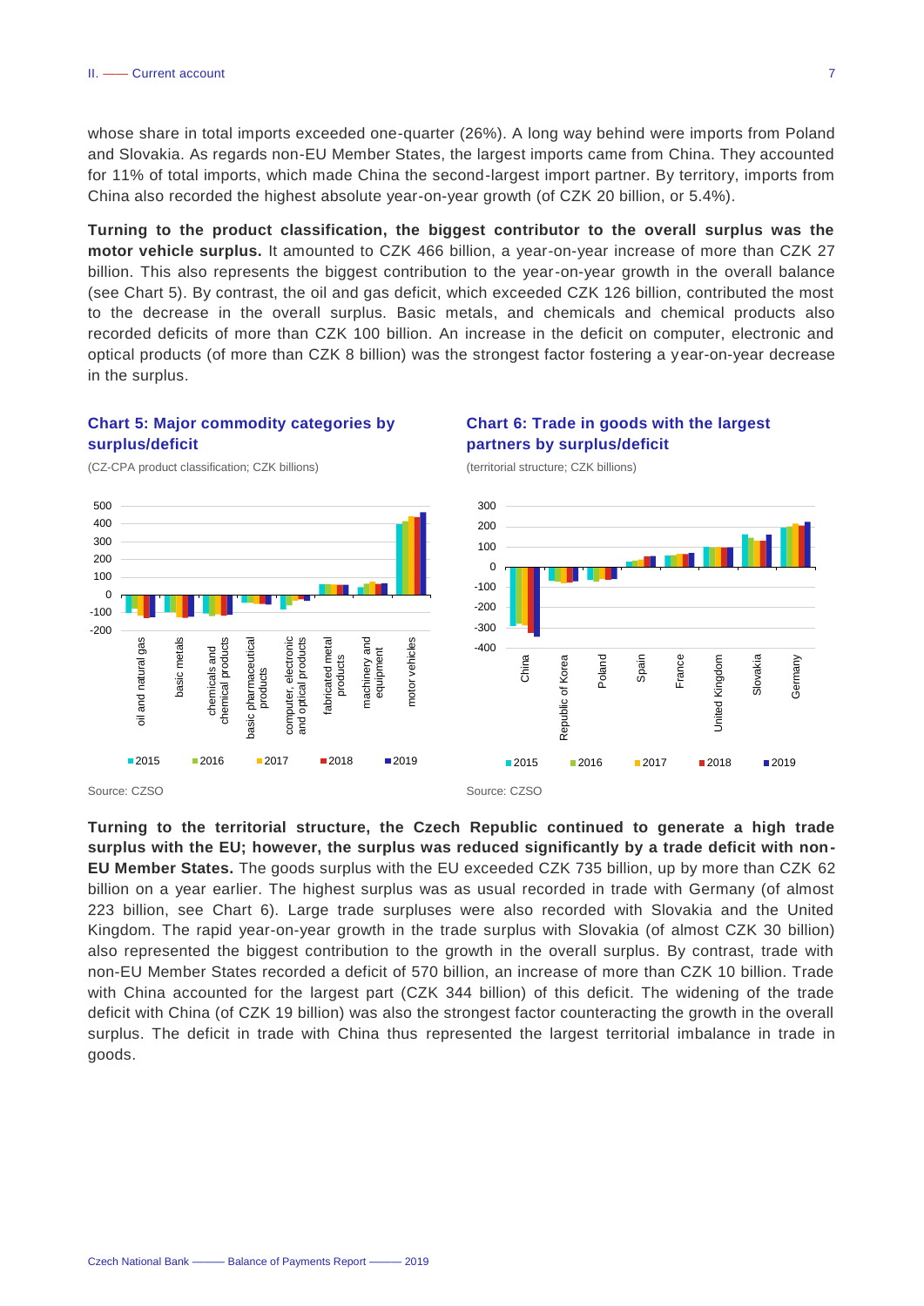whose share in total imports exceeded one-quarter (26%). A long way behind were imports from Poland and Slovakia. As regards non-EU Member States, the largest imports came from China. They accounted for 11% of total imports, which made China the second-largest import partner. By territory, imports from China also recorded the highest absolute year-on-year growth (of CZK 20 billion, or 5.4%).

**Turning to the product classification, the biggest contributor to the overall surplus was the motor vehicle surplus.** It amounted to CZK 466 billion, a year-on-year increase of more than CZK 27 billion. This also represents the biggest contribution to the year-on-year growth in the overall balance (see Chart 5). By contrast, the oil and gas deficit, which exceeded CZK 126 billion, contributed the most to the decrease in the overall surplus. Basic metals, and chemicals and chemical products also recorded deficits of more than CZK 100 billion. An increase in the deficit on computer, electronic and optical products (of more than CZK 8 billion) was the strongest factor fostering a year-on-year decrease in the surplus.

### Chart 5: Major commodity categories by surplus/deficit

(CZ-CPA product classification; CZK billions)

Source: CZSO

### Chart 6: Trade in goods with the largest partners by surplus/deficit

(territorial structure; CZK billions)

Source: CZSO

**Turning to the territorial structure, the Czech Republic continued to generate a high trade surplus with the EU; however, the surplus was reduced significantly by a trade deficit with non-EU Member States.** The goods surplus with the EU exceeded CZK 735 billion, up by more than CZK 62 billion on a year earlier. The highest surplus was as usual recorded in trade with Germany (of almost 223 billion, see Chart 6). Large trade surpluses were also recorded with Slovakia and the United Kingdom. The rapid year-on-year growth in the trade surplus with Slovakia (of almost CZK 30 billion) also represented the biggest contribution to the growth in the overall surplus. By contrast, trade with non-EU Member States recorded a deficit of 570 billion, an increase of more than CZK 10 billion. Trade with China accounted for the largest part (CZK 344 billion) of this deficit. The widening of the trade deficit with China (of CZK 19 billion) was also the strongest factor counteracting the growth in the overall surplus. The deficit in trade with China thus represented the largest territorial imbalance in trade in goods.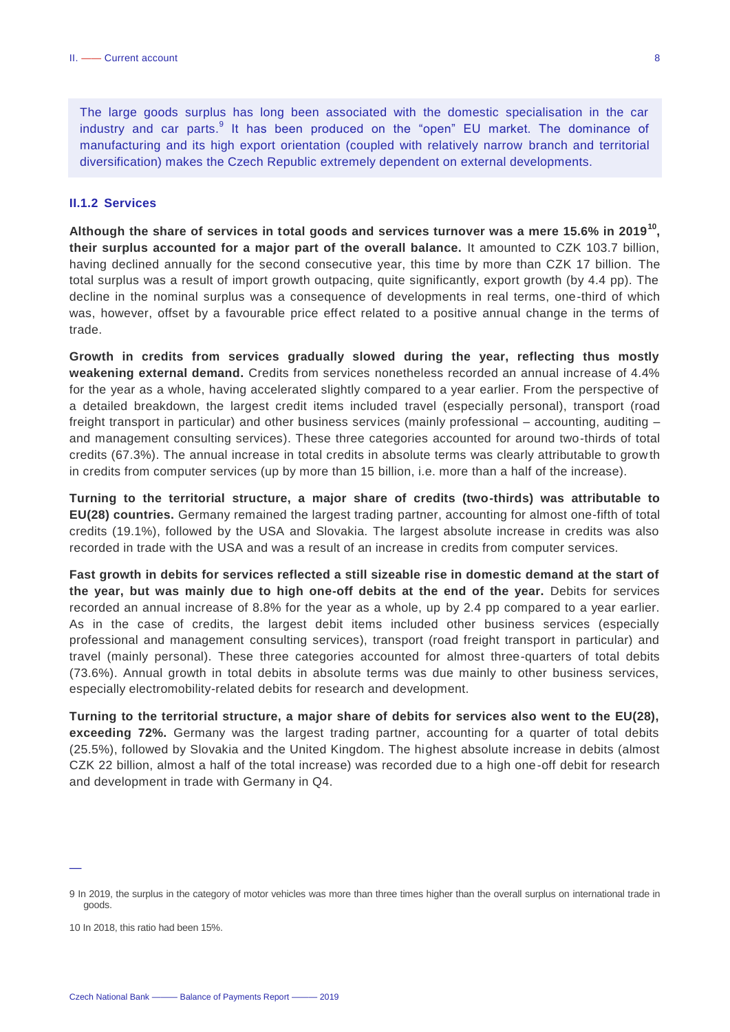The large goods surplus has long been associated with the domestic specialisation in the car industry and car parts.[9] It has been produced on the "open" EU market. The dominance of manufacturing and its high export orientation (coupled with relatively narrow branch and territorial diversification) makes the Czech Republic extremely dependent on external developments.

### II.1.2 Services

**Although the share of services in total goods and services turnover was a mere 15.6% in 2019[10], their surplus accounted for a major part of the overall balance.** It amounted to CZK 103.7 billion, having declined annually for the second consecutive year, this time by more than CZK 17 billion. The total surplus was a result of import growth outpacing, quite significantly, export growth (by 4.4 pp). The decline in the nominal surplus was a consequence of developments in real terms, one-third of which was, however, offset by a favourable price effect related to a positive annual change in the terms of trade.

**Growth in credits from services gradually slowed during the year, reflecting thus mostly weakening external demand.** Credits from services nonetheless recorded an annual increase of 4.4% for the year as a whole, having accelerated slightly compared to a year earlier. From the perspective of a detailed breakdown, the largest credit items included travel (especially personal), transport (road freight transport in particular) and other business services (mainly professional – accounting, auditing – and management consulting services). These three categories accounted for around two-thirds of total credits (67.3%). The annual increase in total credits in absolute terms was clearly attributable to growth in credits from computer services (up by more than 15 billion, i.e. more than a half of the increase).

**Turning to the territorial structure, a major share of credits (two-thirds) was attributable to EU(28) countries.** Germany remained the largest trading partner, accounting for almost one-fifth of total credits (19.1%), followed by the USA and Slovakia. The largest absolute increase in credits was also recorded in trade with the USA and was a result of an increase in credits from computer services.

**Fast growth in debits for services reflected a still sizeable rise in domestic demand at the start of the year, but was mainly due to high one-off debits at the end of the year.** Debits for services recorded an annual increase of 8.8% for the year as a whole, up by 2.4 pp compared to a year earlier. As in the case of credits, the largest debit items included other business services (especially professional and management consulting services), transport (road freight transport in particular) and travel (mainly personal). These three categories accounted for almost three-quarters of total debits (73.6%). Annual growth in total debits in absolute terms was due mainly to other business services, especially electromobility-related debits for research and development.

**Turning to the territorial structure, a major share of debits for services also went to the EU(28), exceeding 72%.** Germany was the largest trading partner, accounting for a quarter of total debits (25.5%), followed by Slovakia and the United Kingdom. The highest absolute increase in debits (almost CZK 22 billion, almost a half of the total increase) was recorded due to a high one-off debit for research and development in trade with Germany in Q4.

---

9 In 2019, the surplus in the category of motor vehicles was more than three times higher than the overall surplus on international trade in goods.

10 In 2018, this ratio had been 15%.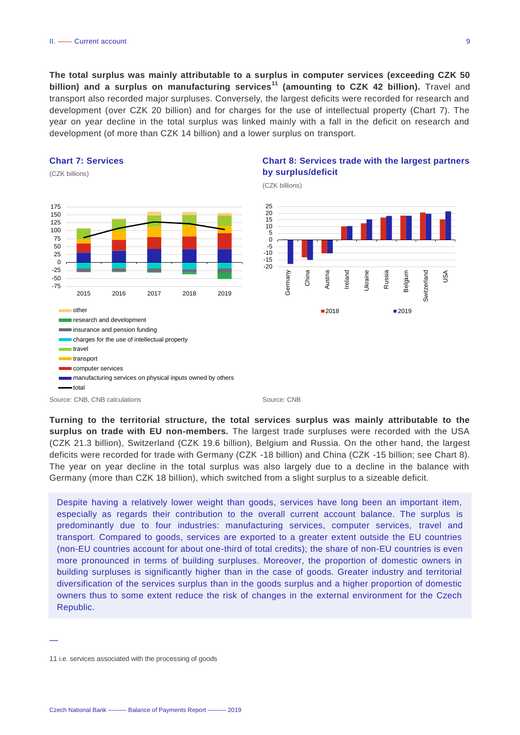**The total surplus was mainly attributable to a surplus in computer services (exceeding CZK 50 billion) and a surplus on manufacturing services[11] (amounting to CZK 42 billion).** Travel and transport also recorded major surpluses. Conversely, the largest deficits were recorded for research and development (over CZK 20 billion) and for charges for the use of intellectual property (Chart 7). The year on year decline in the total surplus was linked mainly with a fall in the deficit on research and development (of more than CZK 14 billion) and a lower surplus on transport.

### Chart 7: Services

(CZK billions)

other
research and development
insurance and pension funding
charges for the use of intellectual property
travel
transport
computer services
manufacturing services on physical inputs owned by others
total

Source: CNB, CNB calculations

### Chart 8: Services trade with the largest partners by surplus/deficit

(CZK billions)

2018 2019

Source: CNB

**Turning to the territorial structure, the total services surplus was mainly attributable to the surplus on trade with EU non-members.** The largest trade surpluses were recorded with the USA (CZK 21.3 billion), Switzerland (CZK 19.6 billion), Belgium and Russia. On the other hand, the largest deficits were recorded for trade with Germany (CZK -18 billion) and China (CZK -15 billion; see Chart 8). The year on year decline in the total surplus was also largely due to a decline in the balance with Germany (more than CZK 18 billion), which switched from a slight surplus to a sizeable deficit.

Despite having a relatively lower weight than goods, services have long been an important item, especially as regards their contribution to the overall current account balance. The surplus is predominantly due to four industries: manufacturing services, computer services, travel and transport. Compared to goods, services are exported to a greater extent outside the EU countries (non-EU countries account for about one-third of total credits); the share of non-EU countries is even more pronounced in terms of building surpluses. Moreover, the proportion of domestic owners in building surpluses is significantly higher than in the case of goods. Greater industry and territorial diversification of the services surplus than in the goods surplus and a higher proportion of domestic owners thus to some extent reduce the risk of changes in the external environment for the Czech Republic.

11 i.e. services associated with the processing of goods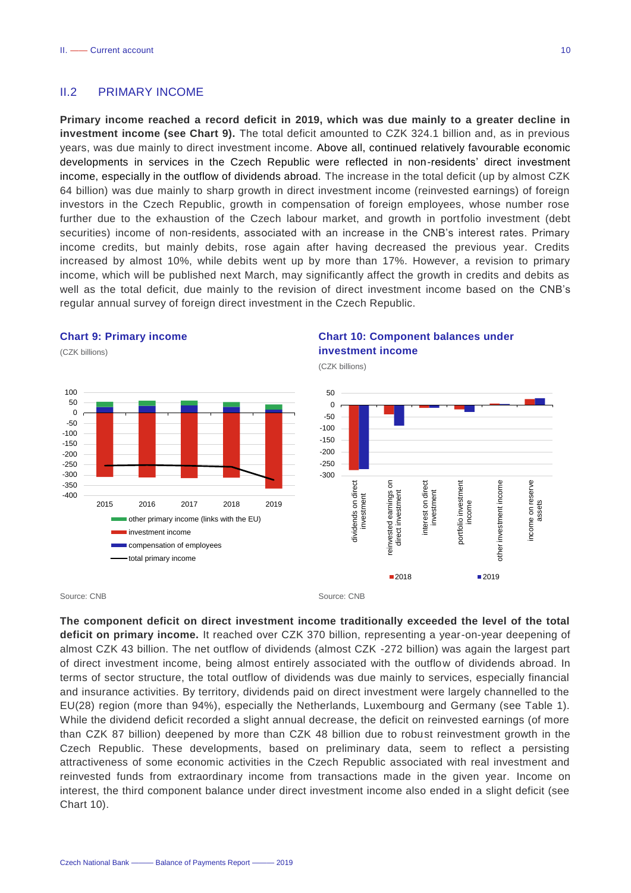## II.2 PRIMARY INCOME

**Primary income reached a record deficit in 2019, which was due mainly to a greater decline in investment income (see Chart 9).** The total deficit amounted to CZK 324.1 billion and, as in previous years, was due mainly to direct investment income. Above all, continued relatively favourable economic developments in services in the Czech Republic were reflected in non-residents' direct investment income, especially in the outflow of dividends abroad. The increase in the total deficit (up by almost CZK 64 billion) was due mainly to sharp growth in direct investment income (reinvested earnings) of foreign investors in the Czech Republic, growth in compensation of foreign employees, whose number rose further due to the exhaustion of the Czech labour market, and growth in portfolio investment (debt securities) income of non-residents, associated with an increase in the CNB's interest rates. Primary income credits, but mainly debits, rose again after having decreased the previous year. Credits increased by almost 10%, while debits went up by more than 17%. However, a revision to primary income, which will be published next March, may significantly affect the growth in credits and debits as well as the total deficit, due mainly to the revision of direct investment income based on the CNB's regular annual survey of foreign direct investment in the Czech Republic.

**Chart 9: Primary income**

(CZK billions)

Source: CNB

**Chart 10: Component balances under investment income**

(CZK billions)

Source: CNB

**The component deficit on direct investment income traditionally exceeded the level of the total deficit on primary income.** It reached over CZK 370 billion, representing a year-on-year deepening of almost CZK 43 billion. The net outflow of dividends (almost CZK -272 billion) was again the largest part of direct investment income, being almost entirely associated with the outflow of dividends abroad. In terms of sector structure, the total outflow of dividends was due mainly to services, especially financial and insurance activities. By territory, dividends paid on direct investment were largely channelled to the EU(28) region (more than 94%), especially the Netherlands, Luxembourg and Germany (see Table 1). While the dividend deficit recorded a slight annual decrease, the deficit on reinvested earnings (of more than CZK 87 billion) deepened by more than CZK 48 billion due to robust reinvestment growth in the Czech Republic. These developments, based on preliminary data, seem to reflect a persisting attractiveness of some economic activities in the Czech Republic associated with real investment and reinvested funds from extraordinary income from transactions made in the given year. Income on interest, the third component balance under direct investment income also ended in a slight deficit (see Chart 10).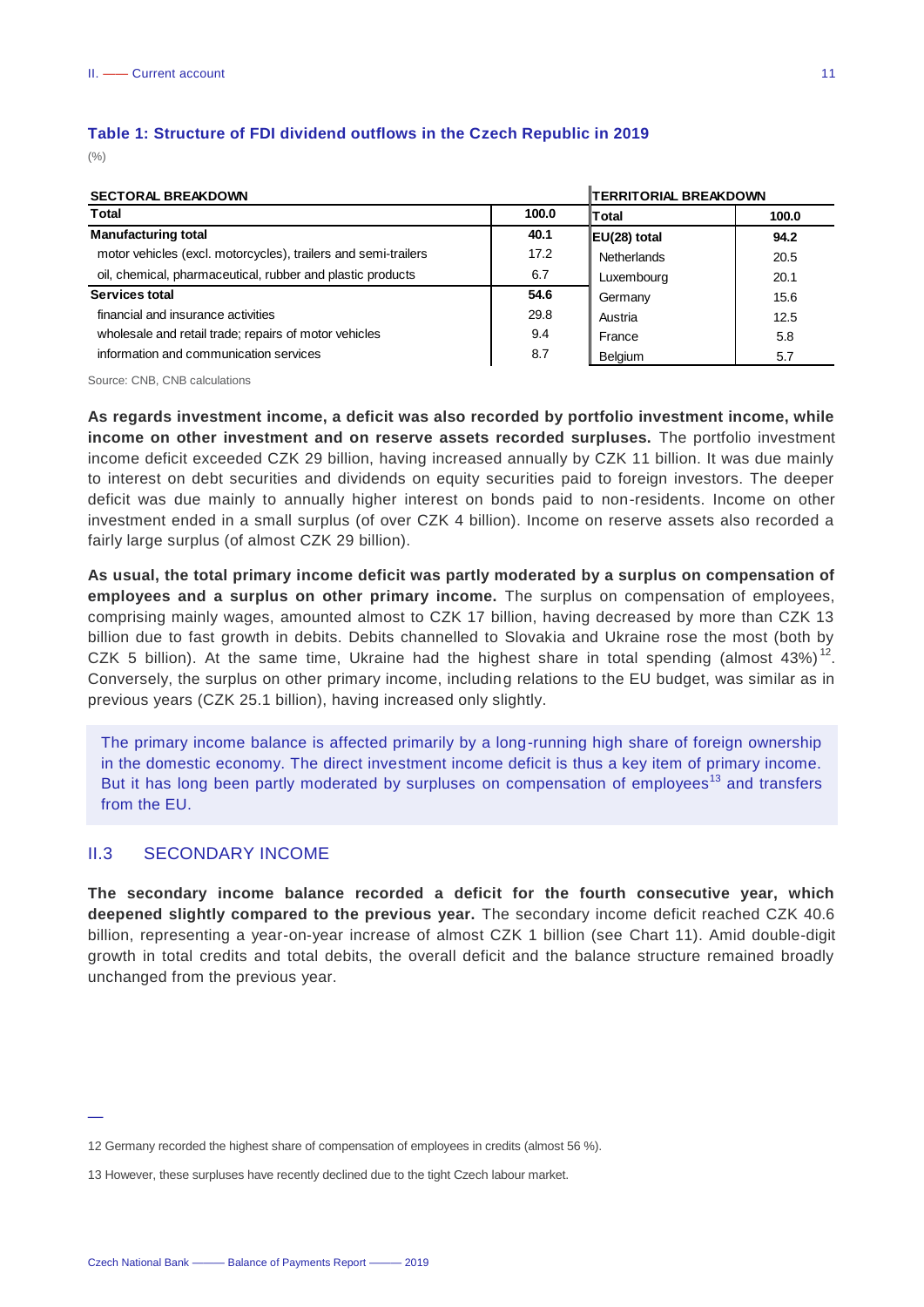**Table 1: Structure of FDI dividend outflows in the Czech Republic in 2019**

(%)

| SECTORAL BREAKDOWN | | TERRITORIAL BREAKDOWN | |
|---|---|---|---|
| **Total** | **100.0** | **Total** | **100.0** |
| **Manufacturing total** | **40.1** | **EU(28) total** | **94.2** |
| motor vehicles (excl. motorcycles), trailers and semi-trailers | 17.2 | Netherlands | 20.5 |
| oil, chemical, pharmaceutical, rubber and plastic products | 6.7 | Luxembourg | 20.1 |
| **Services total** | **54.6** | Germany | 15.6 |
| financial and insurance activities | 29.8 | Austria | 12.5 |
| wholesale and retail trade; repairs of motor vehicles | 9.4 | France | 5.8 |
| information and communication services | 8.7 | Belgium | 5.7 |

Source: CNB, CNB calculations

**As regards investment income, a deficit was also recorded by portfolio investment income, while income on other investment and on reserve assets recorded surpluses.** The portfolio investment income deficit exceeded CZK 29 billion, having increased annually by CZK 11 billion. It was due mainly to interest on debt securities and dividends on equity securities paid to foreign investors. The deeper deficit was due mainly to annually higher interest on bonds paid to non-residents. Income on other investment ended in a small surplus (of over CZK 4 billion). Income on reserve assets also recorded a fairly large surplus (of almost CZK 29 billion).

**As usual, the total primary income deficit was partly moderated by a surplus on compensation of employees and a surplus on other primary income.** The surplus on compensation of employees, comprising mainly wages, amounted almost to CZK 17 billion, having decreased by more than CZK 13 billion due to fast growth in debits. Debits channelled to Slovakia and Ukraine rose the most (both by CZK 5 billion). At the same time, Ukraine had the highest share in total spending (almost 43%)[12]. Conversely, the surplus on other primary income, including relations to the EU budget, was similar as in previous years (CZK 25.1 billion), having increased only slightly.

The primary income balance is affected primarily by a long-running high share of foreign ownership in the domestic economy. The direct investment income deficit is thus a key item of primary income. But it has long been partly moderated by surpluses on compensation of employees[13] and transfers from the EU.

## II.3 SECONDARY INCOME

**The secondary income balance recorded a deficit for the fourth consecutive year, which deepened slightly compared to the previous year.** The secondary income deficit reached CZK 40.6 billion, representing a year-on-year increase of almost CZK 1 billion (see Chart 11). Amid double-digit growth in total credits and total debits, the overall deficit and the balance structure remained broadly unchanged from the previous year.

---

12 Germany recorded the highest share of compensation of employees in credits (almost 56 %).

13 However, these surpluses have recently declined due to the tight Czech labour market.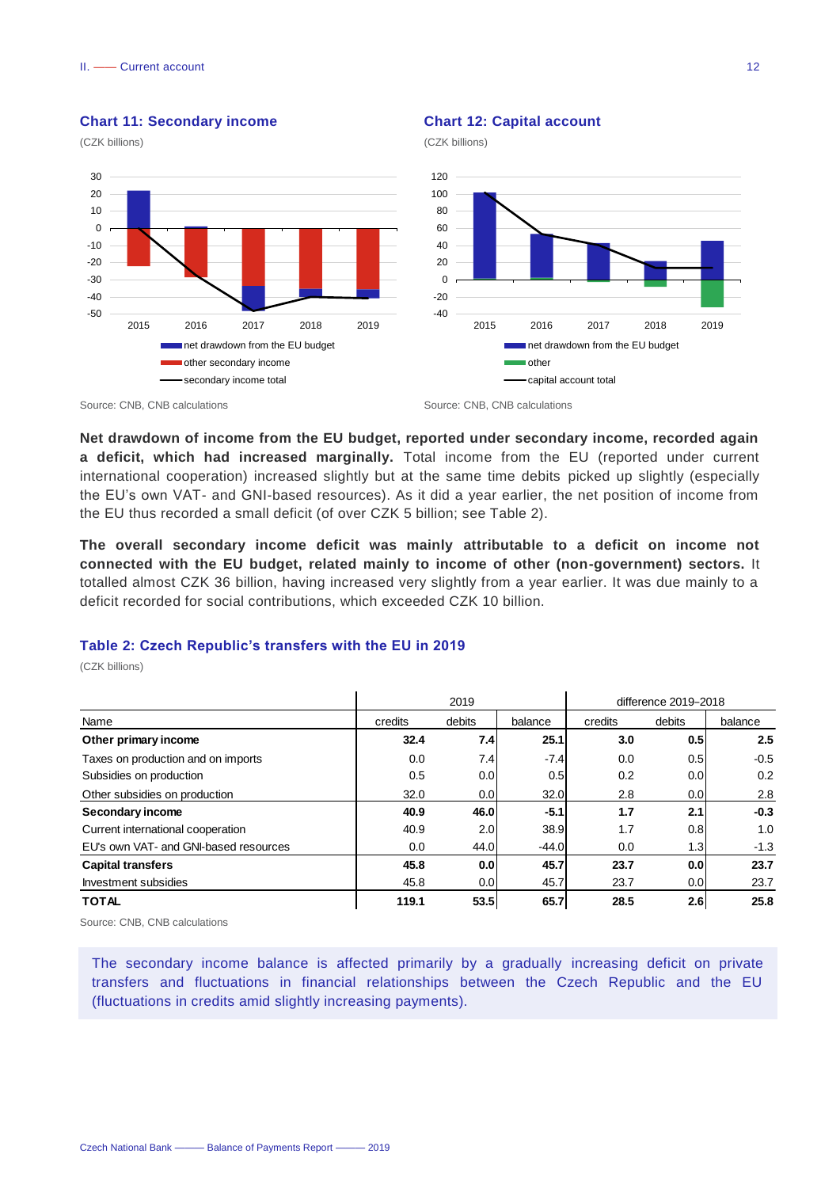### Chart 11: Secondary income

(CZK billions)

Source: CNB, CNB calculations

### Chart 12: Capital account

(CZK billions)

Source: CNB, CNB calculations

**Net drawdown of income from the EU budget, reported under secondary income, recorded again a deficit, which had increased marginally.** Total income from the EU (reported under current international cooperation) increased slightly but at the same time debits picked up slightly (especially the EU's own VAT- and GNI-based resources). As it did a year earlier, the net position of income from the EU thus recorded a small deficit (of over CZK 5 billion; see Table 2).

**The overall secondary income deficit was mainly attributable to a deficit on income not connected with the EU budget, related mainly to income of other (non-government) sectors.** It totalled almost CZK 36 billion, having increased very slightly from a year earlier. It was due mainly to a deficit recorded for social contributions, which exceeded CZK 10 billion.

### Table 2: Czech Republic's transfers with the EU in 2019

(CZK billions)

| | 2019 | | | difference 2019–2018 | | |
|---|---|---|---|---|---|---|
| Name | credits | debits | balance | credits | debits | balance |
| **Other primary income** | **32.4** | **7.4** | **25.1** | **3.0** | **0.5** | **2.5** |
| Taxes on production and on imports | 0.0 | 7.4 | -7.4 | 0.0 | 0.5 | -0.5 |
| Subsidies on production | 0.5 | 0.0 | 0.5 | 0.2 | 0.0 | 0.2 |
| Other subsidies on production | 32.0 | 0.0 | 32.0 | 2.8 | 0.0 | 2.8 |
| **Secondary income** | **40.9** | **46.0** | **-5.1** | **1.7** | **2.1** | **-0.3** |
| Current international cooperation | 40.9 | 2.0 | 38.9 | 1.7 | 0.8 | 1.0 |
| EU's own VAT- and GNI-based resources | 0.0 | 44.0 | -44.0 | 0.0 | 1.3 | -1.3 |
| **Capital transfers** | **45.8** | **0.0** | **45.7** | **23.7** | **0.0** | **23.7** |
| Investment subsidies | 45.8 | 0.0 | 45.7 | 23.7 | 0.0 | 23.7 |
| **TOTAL** | **119.1** | **53.5** | **65.7** | **28.5** | **2.6** | **25.8** |

Source: CNB, CNB calculations

The secondary income balance is affected primarily by a gradually increasing deficit on private transfers and fluctuations in financial relationships between the Czech Republic and the EU (fluctuations in credits amid slightly increasing payments).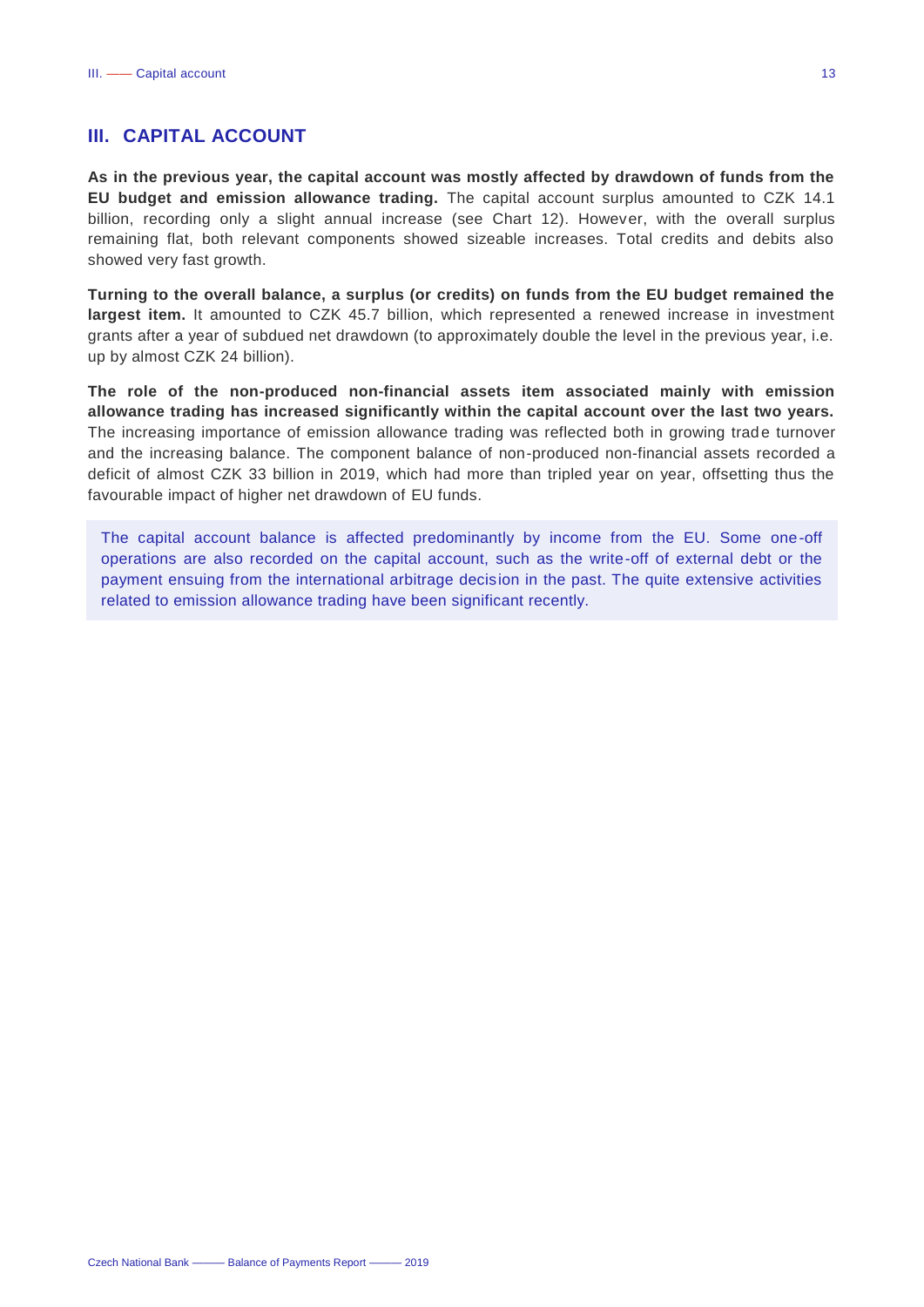# III. CAPITAL ACCOUNT

**As in the previous year, the capital account was mostly affected by drawdown of funds from the EU budget and emission allowance trading.** The capital account surplus amounted to CZK 14.1 billion, recording only a slight annual increase (see Chart 12). However, with the overall surplus remaining flat, both relevant components showed sizeable increases. Total credits and debits also showed very fast growth.

**Turning to the overall balance, a surplus (or credits) on funds from the EU budget remained the largest item.** It amounted to CZK 45.7 billion, which represented a renewed increase in investment grants after a year of subdued net drawdown (to approximately double the level in the previous year, i.e. up by almost CZK 24 billion).

**The role of the non-produced non-financial assets item associated mainly with emission allowance trading has increased significantly within the capital account over the last two years.** The increasing importance of emission allowance trading was reflected both in growing trade turnover and the increasing balance. The component balance of non-produced non-financial assets recorded a deficit of almost CZK 33 billion in 2019, which had more than tripled year on year, offsetting thus the favourable impact of higher net drawdown of EU funds.

The capital account balance is affected predominantly by income from the EU. Some one-off operations are also recorded on the capital account, such as the write-off of external debt or the payment ensuing from the international arbitrage decision in the past. The quite extensive activities related to emission allowance trading have been significant recently.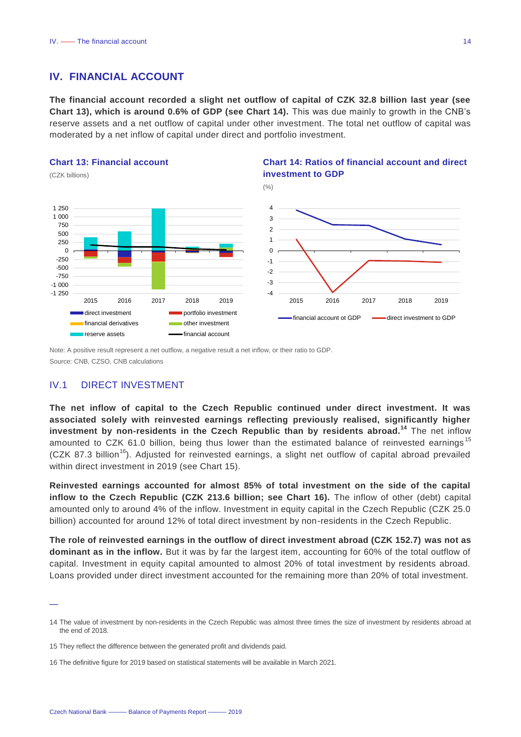## IV. FINANCIAL ACCOUNT

**The financial account recorded a slight net outflow of capital of CZK 32.8 billion last year (see Chart 13), which is around 0.6% of GDP (see Chart 14).** This was due mainly to growth in the CNB's reserve assets and a net outflow of capital under other investment. The total net outflow of capital was moderated by a net inflow of capital under direct and portfolio investment.

**Chart 13: Financial account**

(CZK billions)

**Chart 14: Ratios of financial account and direct investment to GDP**

(%)

Note: A positive result represent a net outflow, a negative result a net inflow, or their ratio to GDP.

Source: CNB, CZSO, CNB calculations

### IV.1 DIRECT INVESTMENT

**The net inflow of capital to the Czech Republic continued under direct investment. It was associated solely with reinvested earnings reflecting previously realised, significantly higher investment by non-residents in the Czech Republic than by residents abroad.[14]** The net inflow amounted to CZK 61.0 billion, being thus lower than the estimated balance of reinvested earnings[15] (CZK 87.3 billion[16]). Adjusted for reinvested earnings, a slight net outflow of capital abroad prevailed within direct investment in 2019 (see Chart 15).

**Reinvested earnings accounted for almost 85% of total investment on the side of the capital inflow to the Czech Republic (CZK 213.6 billion; see Chart 16).** The inflow of other (debt) capital amounted only to around 4% of the inflow. Investment in equity capital in the Czech Republic (CZK 25.0 billion) accounted for around 12% of total direct investment by non-residents in the Czech Republic.

**The role of reinvested earnings in the outflow of direct investment abroad (CZK 152.7) was not as dominant as in the inflow.** But it was by far the largest item, accounting for 60% of the total outflow of capital. Investment in equity capital amounted to almost 20% of total investment by residents abroad. Loans provided under direct investment accounted for the remaining more than 20% of total investment.

14 The value of investment by non-residents in the Czech Republic was almost three times the size of investment by residents abroad at the end of 2018.

15 They reflect the difference between the generated profit and dividends paid.

16 The definitive figure for 2019 based on statistical statements will be available in March 2021.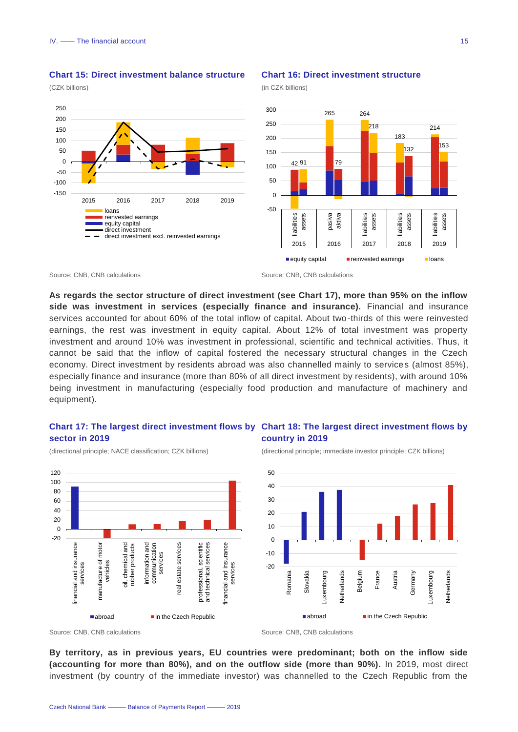**Chart 15: Direct investment balance structure**

(CZK billions)

Source: CNB, CNB calculations

**Chart 16: Direct investment structure**

(in CZK billions)

Source: CNB, CNB calculations

**As regards the sector structure of direct investment (see Chart 17), more than 95% on the inflow side was investment in services (especially finance and insurance).** Financial and insurance services accounted for about 60% of the total inflow of capital. About two-thirds of this were reinvested earnings, the rest was investment in equity capital. About 12% of total investment was property investment and around 10% was investment in professional, scientific and technical activities. Thus, it cannot be said that the inflow of capital fostered the necessary structural changes in the Czech economy. Direct investment by residents abroad was also channelled mainly to services (almost 85%), especially finance and insurance (more than 80% of all direct investment by residents), with around 10% being investment in manufacturing (especially food production and manufacture of machinery and equipment).

**Chart 17: The largest direct investment flows by sector in 2019**

(directional principle; NACE classification; CZK billions)

Source: CNB, CNB calculations

**Chart 18: The largest direct investment flows by country in 2019**

(directional principle; immediate investor principle; CZK billions)

Source: CNB, CNB calculations

**By territory, as in previous years, EU countries were predominant; both on the inflow side (accounting for more than 80%), and on the outflow side (more than 90%).** In 2019, most direct investment (by country of the immediate investor) was channelled to the Czech Republic from the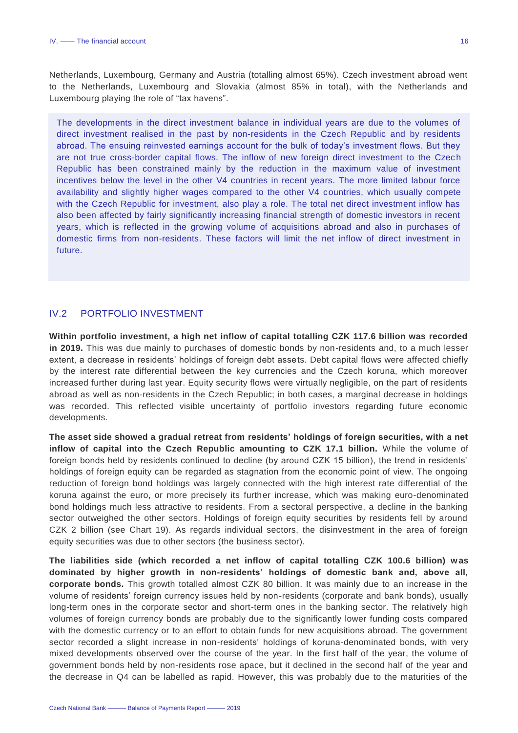Netherlands, Luxembourg, Germany and Austria (totalling almost 65%). Czech investment abroad went to the Netherlands, Luxembourg and Slovakia (almost 85% in total), with the Netherlands and Luxembourg playing the role of "tax havens".

> The developments in the direct investment balance in individual years are due to the volumes of direct investment realised in the past by non-residents in the Czech Republic and by residents abroad. The ensuing reinvested earnings account for the bulk of today's investment flows. But they are not true cross-border capital flows. The inflow of new foreign direct investment to the Czech Republic has been constrained mainly by the reduction in the maximum value of investment incentives below the level in the other V4 countries in recent years. The more limited labour force availability and slightly higher wages compared to the other V4 countries, which usually compete with the Czech Republic for investment, also play a role. The total net direct investment inflow has also been affected by fairly significantly increasing financial strength of domestic investors in recent years, which is reflected in the growing volume of acquisitions abroad and also in purchases of domestic firms from non-residents. These factors will limit the net inflow of direct investment in future.

## IV.2 PORTFOLIO INVESTMENT

**Within portfolio investment, a high net inflow of capital totalling CZK 117.6 billion was recorded in 2019.** This was due mainly to purchases of domestic bonds by non-residents and, to a much lesser extent, a decrease in residents' holdings of foreign debt assets. Debt capital flows were affected chiefly by the interest rate differential between the key currencies and the Czech koruna, which moreover increased further during last year. Equity security flows were virtually negligible, on the part of residents abroad as well as non-residents in the Czech Republic; in both cases, a marginal decrease in holdings was recorded. This reflected visible uncertainty of portfolio investors regarding future economic developments.

**The asset side showed a gradual retreat from residents' holdings of foreign securities, with a net inflow of capital into the Czech Republic amounting to CZK 17.1 billion.** While the volume of foreign bonds held by residents continued to decline (by around CZK 15 billion), the trend in residents' holdings of foreign equity can be regarded as stagnation from the economic point of view. The ongoing reduction of foreign bond holdings was largely connected with the high interest rate differential of the koruna against the euro, or more precisely its further increase, which was making euro-denominated bond holdings much less attractive to residents. From a sectoral perspective, a decline in the banking sector outweighed the other sectors. Holdings of foreign equity securities by residents fell by around CZK 2 billion (see Chart 19). As regards individual sectors, the disinvestment in the area of foreign equity securities was due to other sectors (the business sector).

**The liabilities side (which recorded a net inflow of capital totalling CZK 100.6 billion) was dominated by higher growth in non-residents' holdings of domestic bank and, above all, corporate bonds.** This growth totalled almost CZK 80 billion. It was mainly due to an increase in the volume of residents' foreign currency issues held by non-residents (corporate and bank bonds), usually long-term ones in the corporate sector and short-term ones in the banking sector. The relatively high volumes of foreign currency bonds are probably due to the significantly lower funding costs compared with the domestic currency or to an effort to obtain funds for new acquisitions abroad. The government sector recorded a slight increase in non-residents' holdings of koruna-denominated bonds, with very mixed developments observed over the course of the year. In the first half of the year, the volume of government bonds held by non-residents rose apace, but it declined in the second half of the year and the decrease in Q4 can be labelled as rapid. However, this was probably due to the maturities of the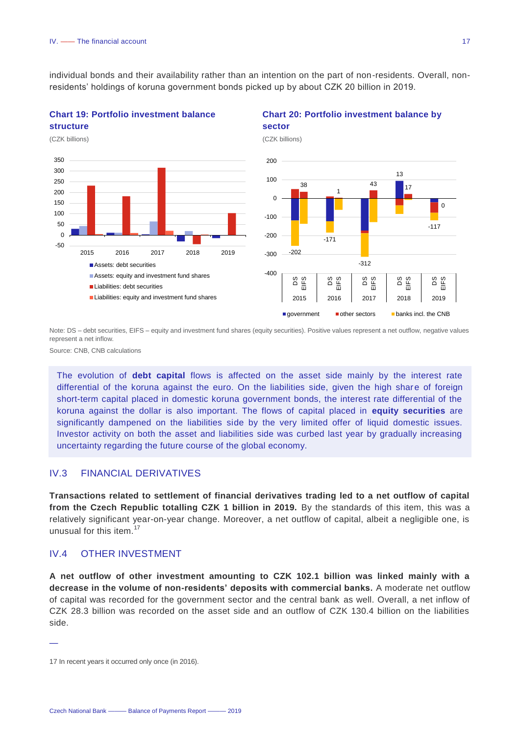individual bonds and their availability rather than an intention on the part of non-residents. Overall, non-residents' holdings of koruna government bonds picked up by about CZK 20 billion in 2019.

**Chart 19: Portfolio investment balance structure**

(CZK billions)

**Chart 20: Portfolio investment balance by sector**

(CZK billions)

Note: DS – debt securities, EIFS – equity and investment fund shares (equity securities). Positive values represent a net outflow, negative values represent a net inflow.

Source: CNB, CNB calculations

The evolution of **debt capital** flows is affected on the asset side mainly by the interest rate differential of the koruna against the euro. On the liabilities side, given the high share of foreign short-term capital placed in domestic koruna government bonds, the interest rate differential of the koruna against the dollar is also important. The flows of capital placed in **equity securities** are significantly dampened on the liabilities side by the very limited offer of liquid domestic issues. Investor activity on both the asset and liabilities side was curbed last year by gradually increasing uncertainty regarding the future course of the global economy.

## IV.3 FINANCIAL DERIVATIVES

**Transactions related to settlement of financial derivatives trading led to a net outflow of capital from the Czech Republic totalling CZK 1 billion in 2019.** By the standards of this item, this was a relatively significant year-on-year change. Moreover, a net outflow of capital, albeit a negligible one, is unusual for this item.[17]

## IV.4 OTHER INVESTMENT

**A net outflow of other investment amounting to CZK 102.1 billion was linked mainly with a decrease in the volume of non-residents' deposits with commercial banks.** A moderate net outflow of capital was recorded for the government sector and the central bank as well. Overall, a net inflow of CZK 28.3 billion was recorded on the asset side and an outflow of CZK 130.4 billion on the liabilities side.

17 In recent years it occurred only once (in 2016).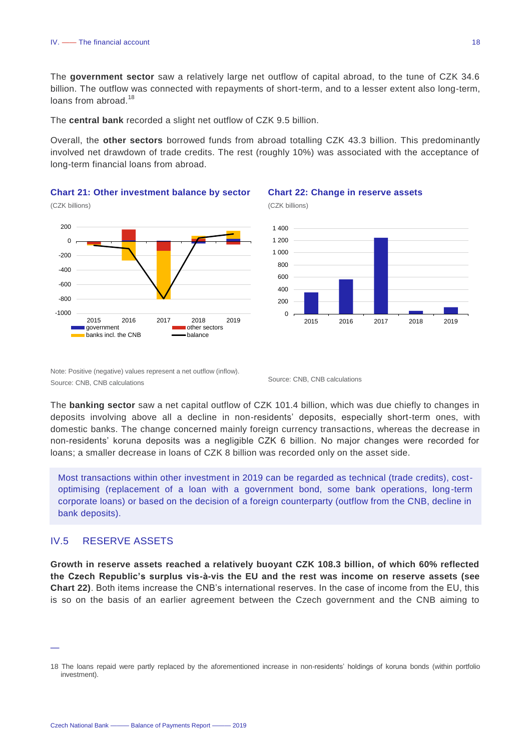The **government sector** saw a relatively large net outflow of capital abroad, to the tune of CZK 34.6 billion. The outflow was connected with repayments of short-term, and to a lesser extent also long-term, loans from abroad.[18]

The **central bank** recorded a slight net outflow of CZK 9.5 billion.

Overall, the **other sectors** borrowed funds from abroad totalling CZK 43.3 billion. This predominantly involved net drawdown of trade credits. The rest (roughly 10%) was associated with the acceptance of long-term financial loans from abroad.

**Chart 21: Other investment balance by sector**

(CZK billions)

Note: Positive (negative) values represent a net outflow (inflow).
Source: CNB, CNB calculations

**Chart 22: Change in reserve assets**

(CZK billions)

Source: CNB, CNB calculations

The **banking sector** saw a net capital outflow of CZK 101.4 billion, which was due chiefly to changes in deposits involving above all a decline in non-residents' deposits, especially short-term ones, with domestic banks. The change concerned mainly foreign currency transactions, whereas the decrease in non-residents' koruna deposits was a negligible CZK 6 billion. No major changes were recorded for loans; a smaller decrease in loans of CZK 8 billion was recorded only on the asset side.

Most transactions within other investment in 2019 can be regarded as technical (trade credits), cost-optimising (replacement of a loan with a government bond, some bank operations, long-term corporate loans) or based on the decision of a foreign counterparty (outflow from the CNB, decline in bank deposits).

## IV.5 RESERVE ASSETS

**Growth in reserve assets reached a relatively buoyant CZK 108.3 billion, of which 60% reflected the Czech Republic's surplus vis-à-vis the EU and the rest was income on reserve assets (see Chart 22)**. Both items increase the CNB's international reserves. In the case of income from the EU, this is so on the basis of an earlier agreement between the Czech government and the CNB aiming to

---

18 The loans repaid were partly replaced by the aforementioned increase in non-residents' holdings of koruna bonds (within portfolio investment).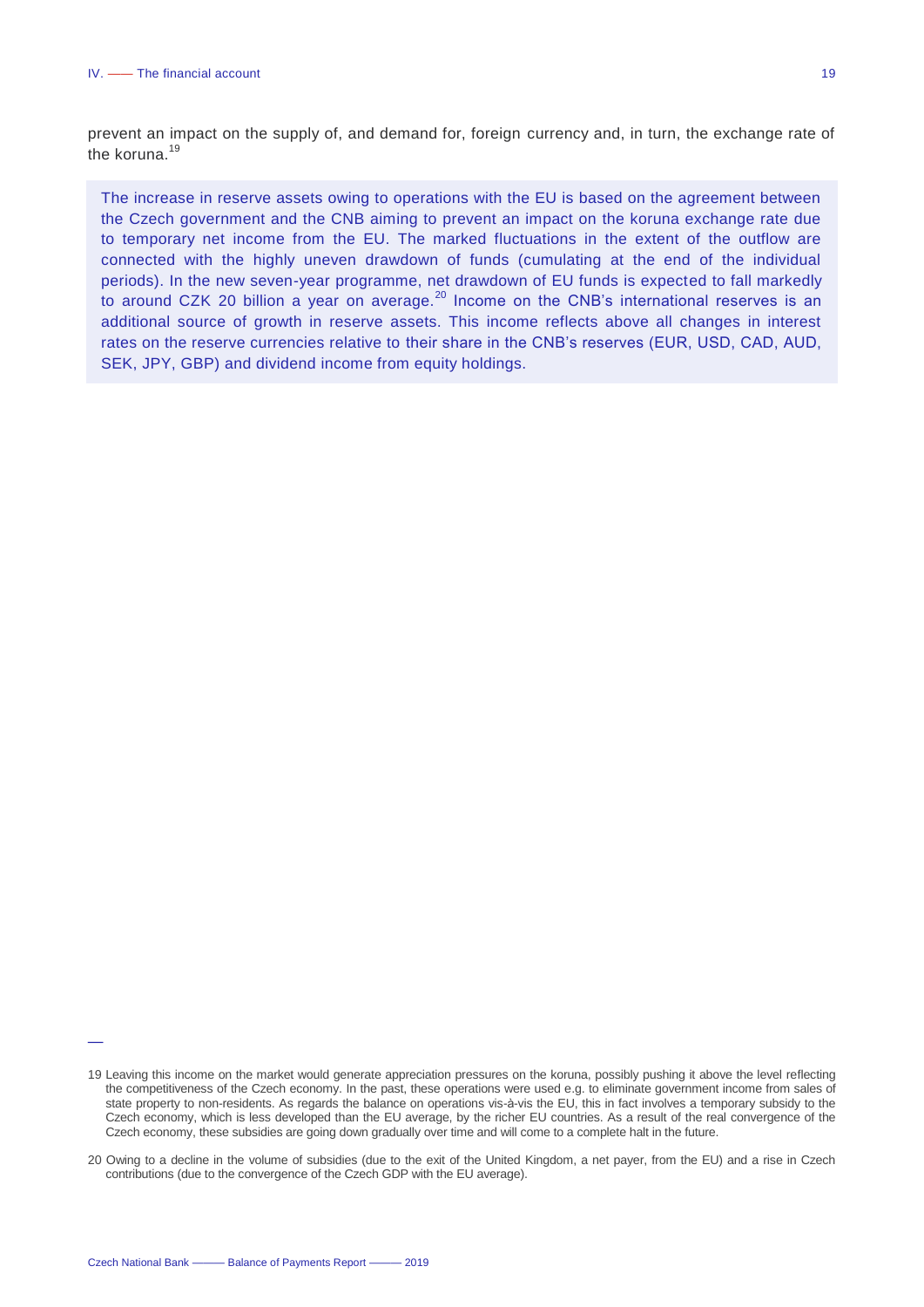prevent an impact on the supply of, and demand for, foreign currency and, in turn, the exchange rate of the koruna.[19]

The increase in reserve assets owing to operations with the EU is based on the agreement between the Czech government and the CNB aiming to prevent an impact on the koruna exchange rate due to temporary net income from the EU. The marked fluctuations in the extent of the outflow are connected with the highly uneven drawdown of funds (cumulating at the end of the individual periods). In the new seven-year programme, net drawdown of EU funds is expected to fall markedly to around CZK 20 billion a year on average.[20] Income on the CNB's international reserves is an additional source of growth in reserve assets. This income reflects above all changes in interest rates on the reserve currencies relative to their share in the CNB's reserves (EUR, USD, CAD, AUD, SEK, JPY, GBP) and dividend income from equity holdings.

---

19 Leaving this income on the market would generate appreciation pressures on the koruna, possibly pushing it above the level reflecting the competitiveness of the Czech economy. In the past, these operations were used e.g. to eliminate government income from sales of state property to non-residents. As regards the balance on operations vis-à-vis the EU, this in fact involves a temporary subsidy to the Czech economy, which is less developed than the EU average, by the richer EU countries. As a result of the real convergence of the Czech economy, these subsidies are going down gradually over time and will come to a complete halt in the future.

20 Owing to a decline in the volume of subsidies (due to the exit of the United Kingdom, a net payer, from the EU) and a rise in Czech contributions (due to the convergence of the Czech GDP with the EU average).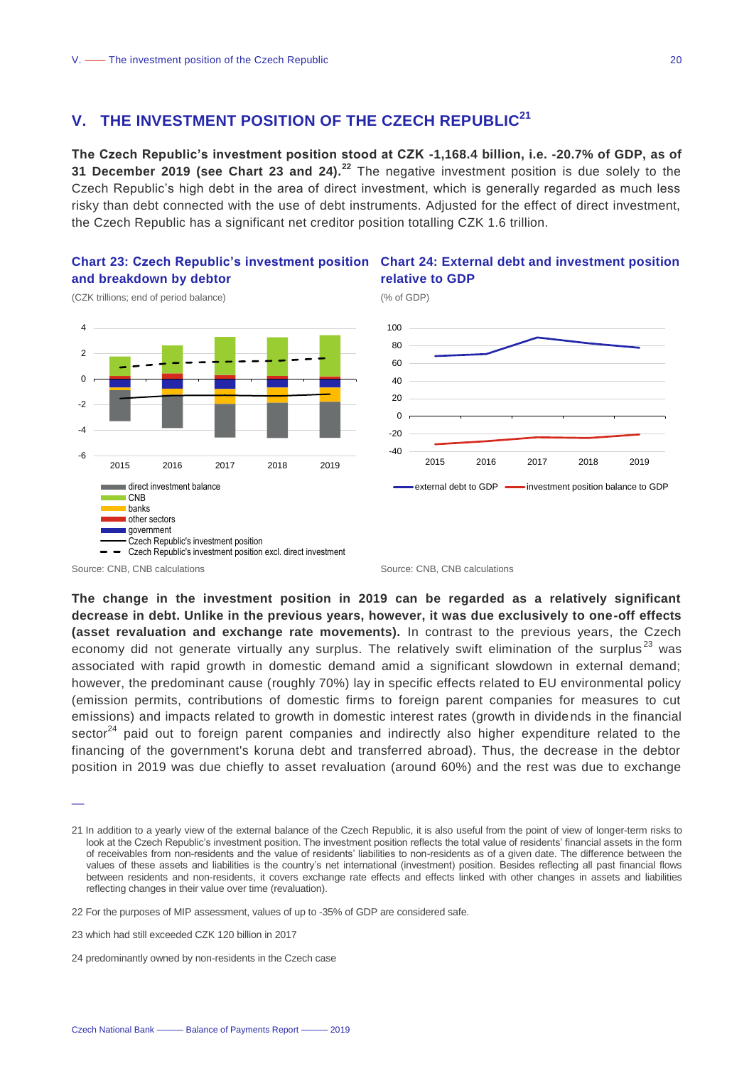## V. THE INVESTMENT POSITION OF THE CZECH REPUBLIC[21]

**The Czech Republic's investment position stood at CZK -1,168.4 billion, i.e. -20.7% of GDP, as of 31 December 2019 (see Chart 23 and 24).[22]** The negative investment position is due solely to the Czech Republic's high debt in the area of direct investment, which is generally regarded as much less risky than debt connected with the use of debt instruments. Adjusted for the effect of direct investment, the Czech Republic has a significant net creditor position totalling CZK 1.6 trillion.

**Chart 23: Czech Republic's investment position and breakdown by debtor**

(CZK trillions; end of period balance)

Source: CNB, CNB calculations

**Chart 24: External debt and investment position relative to GDP**

(% of GDP)

Source: CNB, CNB calculations

**The change in the investment position in 2019 can be regarded as a relatively significant decrease in debt. Unlike in the previous years, however, it was due exclusively to one-off effects (asset revaluation and exchange rate movements).** In contrast to the previous years, the Czech economy did not generate virtually any surplus. The relatively swift elimination of the surplus[23] was associated with rapid growth in domestic demand amid a significant slowdown in external demand; however, the predominant cause (roughly 70%) lay in specific effects related to EU environmental policy (emission permits, contributions of domestic firms to foreign parent companies for measures to cut emissions) and impacts related to growth in domestic interest rates (growth in dividends in the financial sector[24] paid out to foreign parent companies and indirectly also higher expenditure related to the financing of the government's koruna debt and transferred abroad). Thus, the decrease in the debtor position in 2019 was due chiefly to asset revaluation (around 60%) and the rest was due to exchange

---

21 In addition to a yearly view of the external balance of the Czech Republic, it is also useful from the point of view of longer-term risks to look at the Czech Republic's investment position. The investment position reflects the total value of residents' financial assets in the form of receivables from non-residents and the value of residents' liabilities to non-residents as of a given date. The difference between the values of these assets and liabilities is the country's net international (investment) position. Besides reflecting all past financial flows between residents and non-residents, it covers exchange rate effects and effects linked with other changes in assets and liabilities reflecting changes in their value over time (revaluation).

22 For the purposes of MIP assessment, values of up to -35% of GDP are considered safe.

23 which had still exceeded CZK 120 billion in 2017

24 predominantly owned by non-residents in the Czech case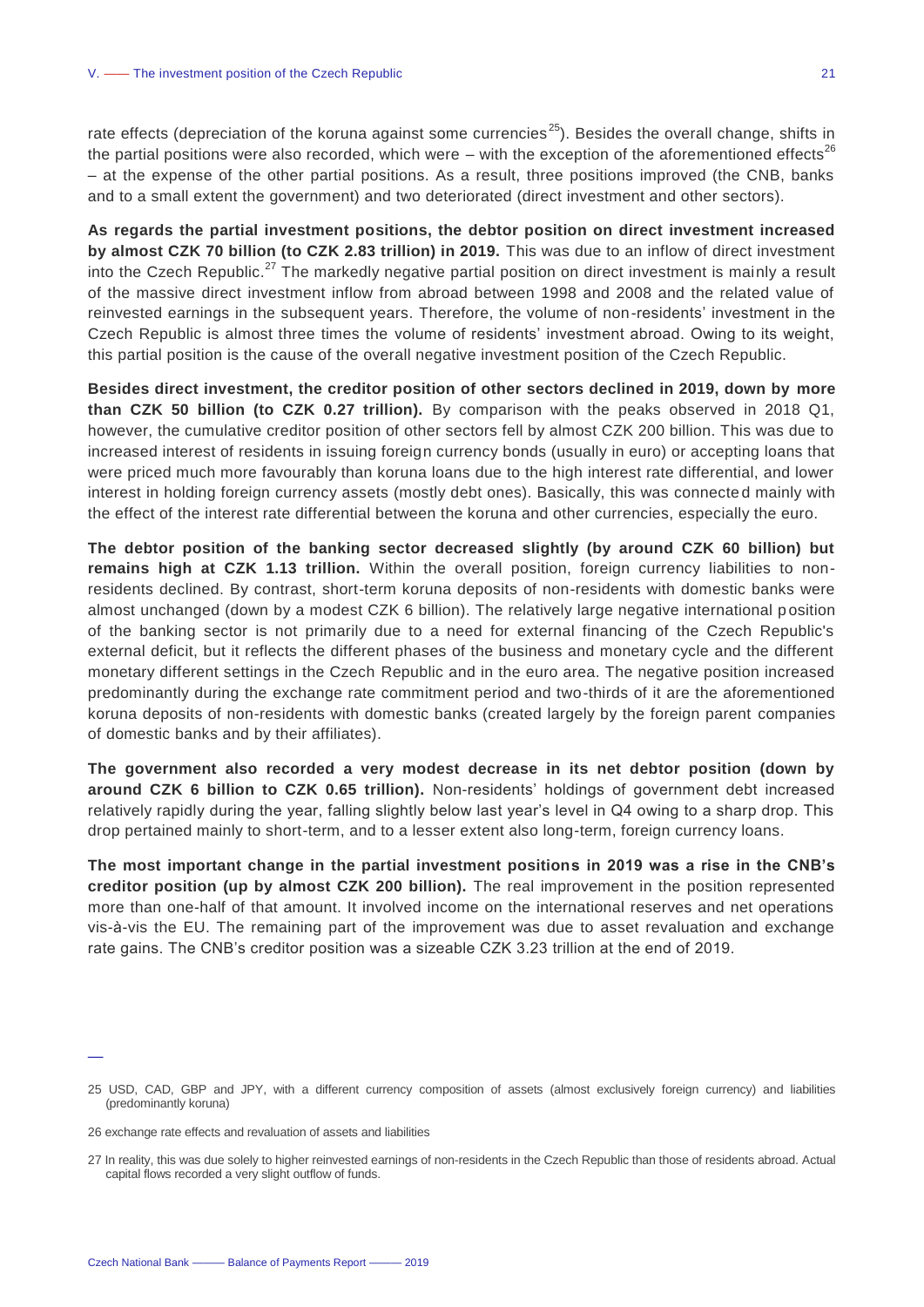rate effects (depreciation of the koruna against some currencies[25]). Besides the overall change, shifts in the partial positions were also recorded, which were – with the exception of the aforementioned effects[26] – at the expense of the other partial positions. As a result, three positions improved (the CNB, banks and to a small extent the government) and two deteriorated (direct investment and other sectors).

**As regards the partial investment positions, the debtor position on direct investment increased by almost CZK 70 billion (to CZK 2.83 trillion) in 2019.** This was due to an inflow of direct investment into the Czech Republic.[27] The markedly negative partial position on direct investment is mainly a result of the massive direct investment inflow from abroad between 1998 and 2008 and the related value of reinvested earnings in the subsequent years. Therefore, the volume of non-residents' investment in the Czech Republic is almost three times the volume of residents' investment abroad. Owing to its weight, this partial position is the cause of the overall negative investment position of the Czech Republic.

**Besides direct investment, the creditor position of other sectors declined in 2019, down by more than CZK 50 billion (to CZK 0.27 trillion).** By comparison with the peaks observed in 2018 Q1, however, the cumulative creditor position of other sectors fell by almost CZK 200 billion. This was due to increased interest of residents in issuing foreign currency bonds (usually in euro) or accepting loans that were priced much more favourably than koruna loans due to the high interest rate differential, and lower interest in holding foreign currency assets (mostly debt ones). Basically, this was connected mainly with the effect of the interest rate differential between the koruna and other currencies, especially the euro.

**The debtor position of the banking sector decreased slightly (by around CZK 60 billion) but remains high at CZK 1.13 trillion.** Within the overall position, foreign currency liabilities to non-residents declined. By contrast, short-term koruna deposits of non-residents with domestic banks were almost unchanged (down by a modest CZK 6 billion). The relatively large negative international position of the banking sector is not primarily due to a need for external financing of the Czech Republic's external deficit, but it reflects the different phases of the business and monetary cycle and the different monetary different settings in the Czech Republic and in the euro area. The negative position increased predominantly during the exchange rate commitment period and two-thirds of it are the aforementioned koruna deposits of non-residents with domestic banks (created largely by the foreign parent companies of domestic banks and by their affiliates).

**The government also recorded a very modest decrease in its net debtor position (down by around CZK 6 billion to CZK 0.65 trillion).** Non-residents' holdings of government debt increased relatively rapidly during the year, falling slightly below last year's level in Q4 owing to a sharp drop. This drop pertained mainly to short-term, and to a lesser extent also long-term, foreign currency loans.

**The most important change in the partial investment positions in 2019 was a rise in the CNB's creditor position (up by almost CZK 200 billion).** The real improvement in the position represented more than one-half of that amount. It involved income on the international reserves and net operations vis-à-vis the EU. The remaining part of the improvement was due to asset revaluation and exchange rate gains. The CNB's creditor position was a sizeable CZK 3.23 trillion at the end of 2019.

---

25 USD, CAD, GBP and JPY, with a different currency composition of assets (almost exclusively foreign currency) and liabilities (predominantly koruna)

26 exchange rate effects and revaluation of assets and liabilities

27 In reality, this was due solely to higher reinvested earnings of non-residents in the Czech Republic than those of residents abroad. Actual capital flows recorded a very slight outflow of funds.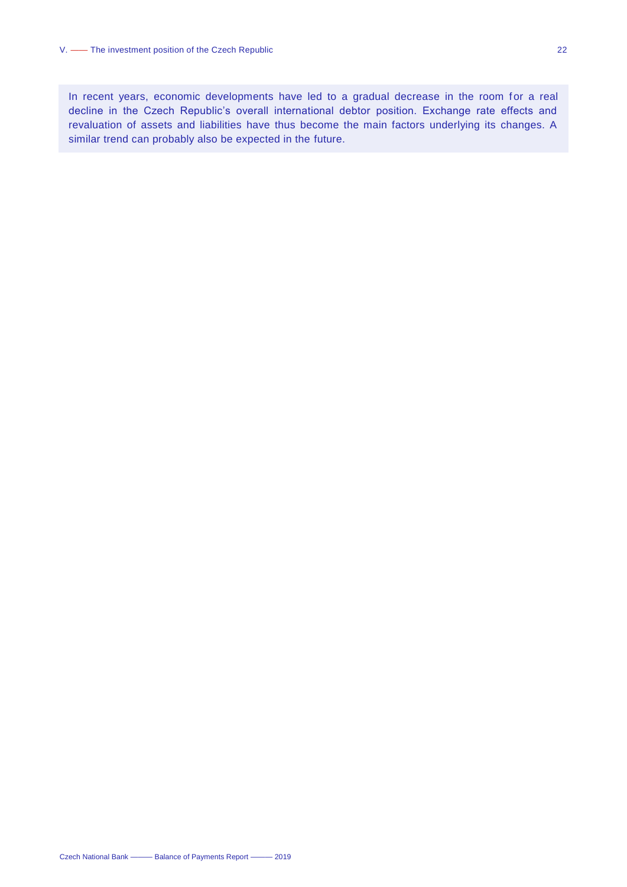In recent years, economic developments have led to a gradual decrease in the room for a real decline in the Czech Republic's overall international debtor position. Exchange rate effects and revaluation of assets and liabilities have thus become the main factors underlying its changes. A similar trend can probably also be expected in the future.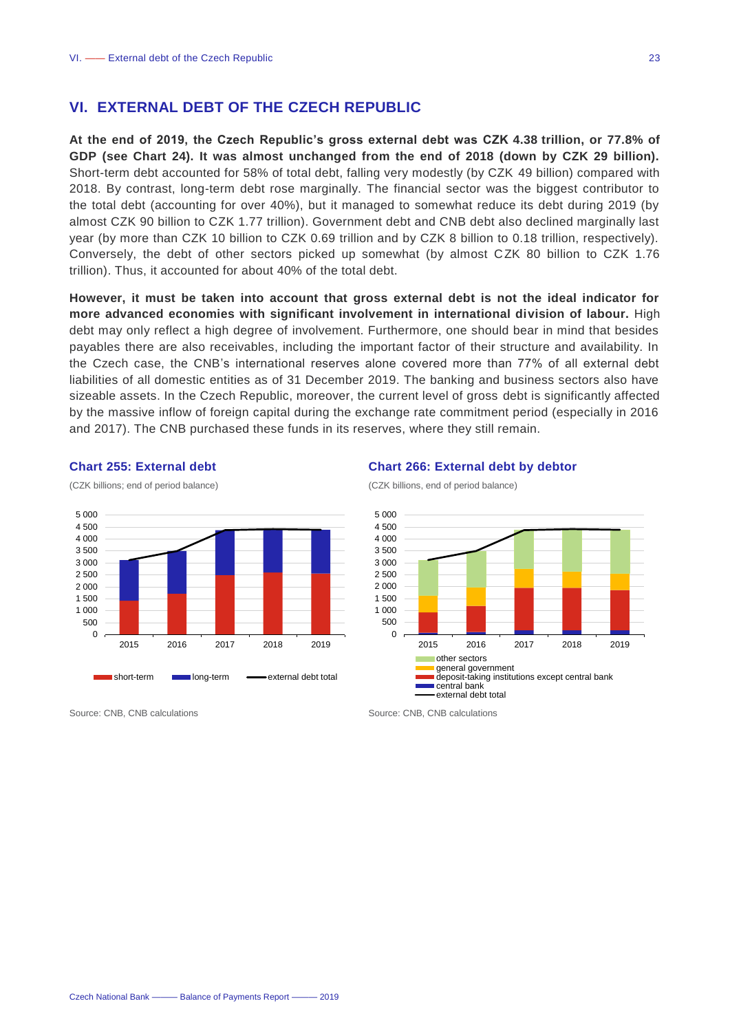## VI. EXTERNAL DEBT OF THE CZECH REPUBLIC

**At the end of 2019, the Czech Republic's gross external debt was CZK 4.38 trillion, or 77.8% of GDP (see Chart 24). It was almost unchanged from the end of 2018 (down by CZK 29 billion).** Short-term debt accounted for 58% of total debt, falling very modestly (by CZK 49 billion) compared with 2018. By contrast, long-term debt rose marginally. The financial sector was the biggest contributor to the total debt (accounting for over 40%), but it managed to somewhat reduce its debt during 2019 (by almost CZK 90 billion to CZK 1.77 trillion). Government debt and CNB debt also declined marginally last year (by more than CZK 10 billion to CZK 0.69 trillion and by CZK 8 billion to 0.18 trillion, respectively). Conversely, the debt of other sectors picked up somewhat (by almost CZK 80 billion to CZK 1.76 trillion). Thus, it accounted for about 40% of the total debt.

**However, it must be taken into account that gross external debt is not the ideal indicator for more advanced economies with significant involvement in international division of labour.** High debt may only reflect a high degree of involvement. Furthermore, one should bear in mind that besides payables there are also receivables, including the important factor of their structure and availability. In the Czech case, the CNB's international reserves alone covered more than 77% of all external debt liabilities of all domestic entities as of 31 December 2019. The banking and business sectors also have sizeable assets. In the Czech Republic, moreover, the current level of gross debt is significantly affected by the massive inflow of foreign capital during the exchange rate commitment period (especially in 2016 and 2017). The CNB purchased these funds in its reserves, where they still remain.

**Chart 255: External debt**

(CZK billions; end of period balance)

Source: CNB, CNB calculations

**Chart 266: External debt by debtor**

(CZK billions, end of period balance)

Source: CNB, CNB calculations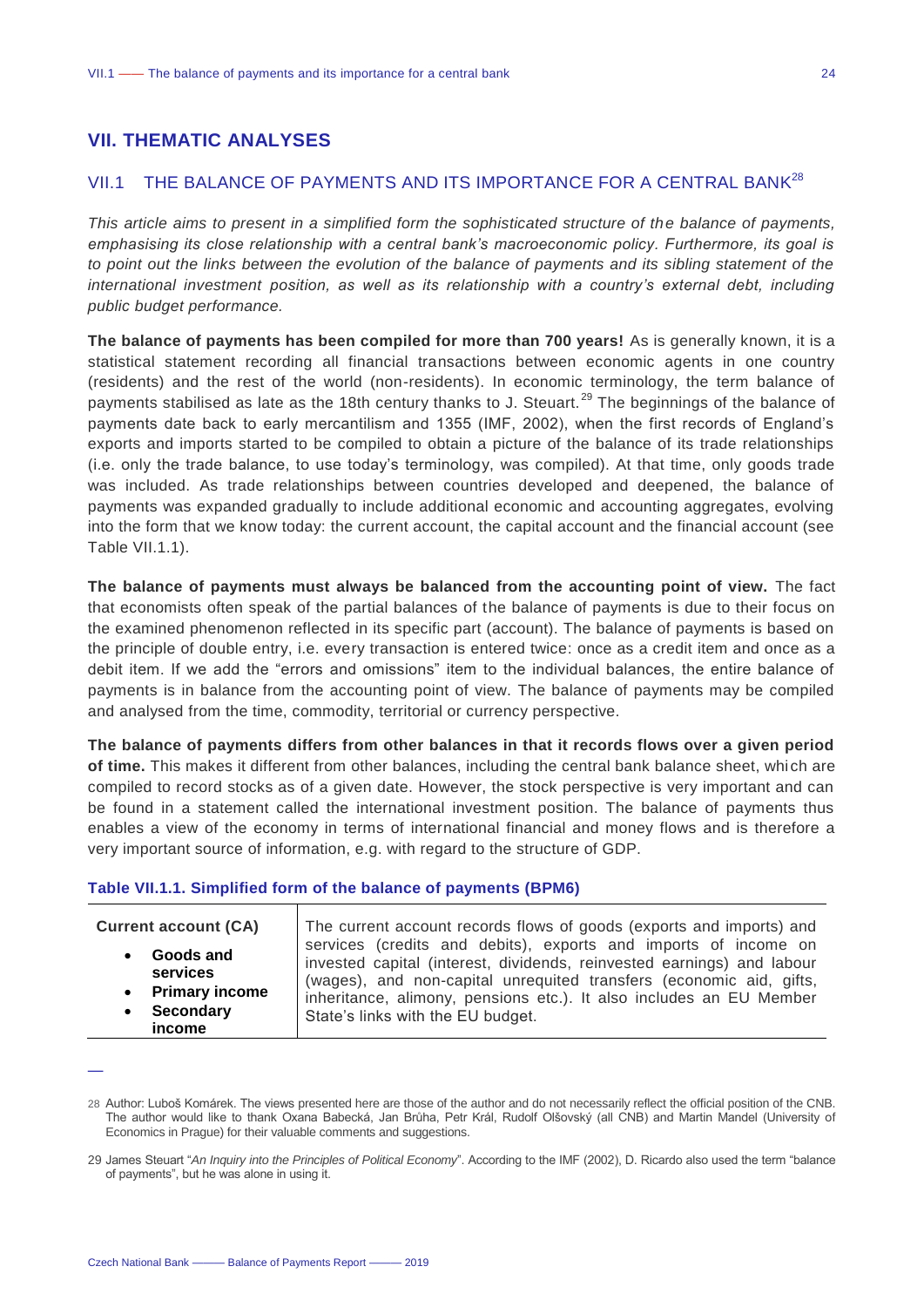# VII. THEMATIC ANALYSES

## VII.1 THE BALANCE OF PAYMENTS AND ITS IMPORTANCE FOR A CENTRAL BANK[28]

*This article aims to present in a simplified form the sophisticated structure of the balance of payments, emphasising its close relationship with a central bank's macroeconomic policy. Furthermore, its goal is to point out the links between the evolution of the balance of payments and its sibling statement of the international investment position, as well as its relationship with a country's external debt, including public budget performance.*

**The balance of payments has been compiled for more than 700 years!** As is generally known, it is a statistical statement recording all financial transactions between economic agents in one country (residents) and the rest of the world (non-residents). In economic terminology, the term balance of payments stabilised as late as the 18th century thanks to J. Steuart.[29] The beginnings of the balance of payments date back to early mercantilism and 1355 (IMF, 2002), when the first records of England's exports and imports started to be compiled to obtain a picture of the balance of its trade relationships (i.e. only the trade balance, to use today's terminology, was compiled). At that time, only goods trade was included. As trade relationships between countries developed and deepened, the balance of payments was expanded gradually to include additional economic and accounting aggregates, evolving into the form that we know today: the current account, the capital account and the financial account (see Table VII.1.1).

**The balance of payments must always be balanced from the accounting point of view.** The fact that economists often speak of the partial balances of the balance of payments is due to their focus on the examined phenomenon reflected in its specific part (account). The balance of payments is based on the principle of double entry, i.e. every transaction is entered twice: once as a credit item and once as a debit item. If we add the "errors and omissions" item to the individual balances, the entire balance of payments is in balance from the accounting point of view. The balance of payments may be compiled and analysed from the time, commodity, territorial or currency perspective.

**The balance of payments differs from other balances in that it records flows over a given period of time.** This makes it different from other balances, including the central bank balance sheet, which are compiled to record stocks as of a given date. However, the stock perspective is very important and can be found in a statement called the international investment position. The balance of payments thus enables a view of the economy in terms of international financial and money flows and is therefore a very important source of information, e.g. with regard to the structure of GDP.

**Table VII.1.1. Simplified form of the balance of payments (BPM6)**

| | |
|---|---|
| **Current account (CA)**<br>• **Goods and services**<br>• **Primary income**<br>• **Secondary income** | The current account records flows of goods (exports and imports) and services (credits and debits), exports and imports of income on invested capital (interest, dividends, reinvested earnings) and labour (wages), and non-capital unrequited transfers (economic aid, gifts, inheritance, alimony, pensions etc.). It also includes an EU Member State's links with the EU budget. |

---

28 Author: Luboš Komárek. The views presented here are those of the author and do not necessarily reflect the official position of the CNB. The author would like to thank Oxana Babecká, Jan Brůha, Petr Král, Rudolf Olšovský (all CNB) and Martin Mandel (University of Economics in Prague) for their valuable comments and suggestions.

29 James Steuart "*An Inquiry into the Principles of Political Economy*". According to the IMF (2002), D. Ricardo also used the term "balance of payments", but he was alone in using it.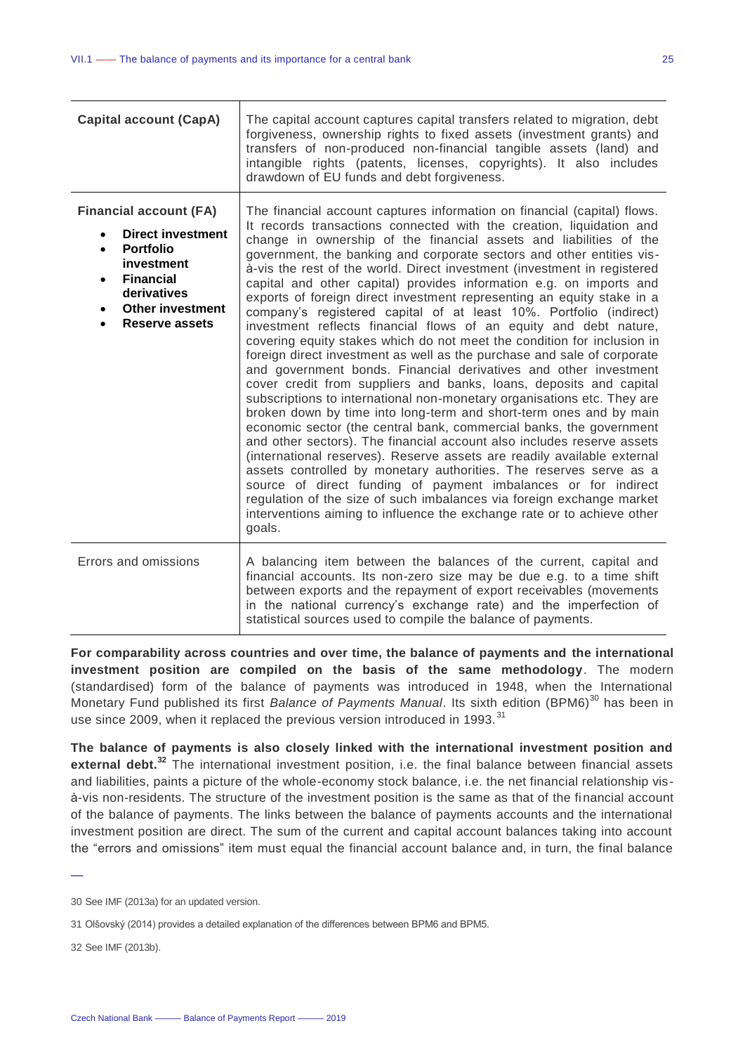| | |
|---|---|
| **Capital account (CapA)** | The capital account captures capital transfers related to migration, debt forgiveness, ownership rights to fixed assets (investment grants) and transfers of non-produced non-financial tangible assets (land) and intangible rights (patents, licenses, copyrights). It also includes drawdown of EU funds and debt forgiveness. |
| **Financial account (FA)**<br>• **Direct investment**<br>• **Portfolio investment**<br>• **Financial derivatives**<br>• **Other investment**<br>• **Reserve assets** | The financial account captures information on financial (capital) flows. It records transactions connected with the creation, liquidation and change in ownership of the financial assets and liabilities of the government, the banking and corporate sectors and other entities vis-à-vis the rest of the world. Direct investment (investment in registered capital and other capital) provides information e.g. on imports and exports of foreign direct investment representing an equity stake in a company's registered capital of at least 10%. Portfolio (indirect) investment reflects financial flows of an equity and debt nature, covering equity stakes which do not meet the condition for inclusion in foreign direct investment as well as the purchase and sale of corporate and government bonds. Financial derivatives and other investment cover credit from suppliers and banks, loans, deposits and capital subscriptions to international non-monetary organisations etc. They are broken down by time into long-term and short-term ones and by main economic sector (the central bank, commercial banks, the government and other sectors). The financial account also includes reserve assets (international reserves). Reserve assets are readily available external assets controlled by monetary authorities. The reserves serve as a source of direct funding of payment imbalances or for indirect regulation of the size of such imbalances via foreign exchange market interventions aiming to influence the exchange rate or to achieve other goals. |
| Errors and omissions | A balancing item between the balances of the current, capital and financial accounts. Its non-zero size may be due e.g. to a time shift between exports and the repayment of export receivables (movements in the national currency's exchange rate) and the imperfection of statistical sources used to compile the balance of payments. |

**For comparability across countries and over time, the balance of payments and the international investment position are compiled on the basis of the same methodology**. The modern (standardised) form of the balance of payments was introduced in 1948, when the International Monetary Fund published its first *Balance of Payments Manual*. Its sixth edition (BPM6)[30] has been in use since 2009, when it replaced the previous version introduced in 1993.[31]

**The balance of payments is also closely linked with the international investment position and external debt.**[32] The international investment position, i.e. the final balance between financial assets and liabilities, paints a picture of the whole-economy stock balance, i.e. the net financial relationship vis-à-vis non-residents. The structure of the investment position is the same as that of the financial account of the balance of payments. The links between the balance of payments accounts and the international investment position are direct. The sum of the current and capital account balances taking into account the "errors and omissions" item must equal the financial account balance and, in turn, the final balance

30 See IMF (2013a) for an updated version.

31 Olšovský (2014) provides a detailed explanation of the differences between BPM6 and BPM5.

32 See IMF (2013b).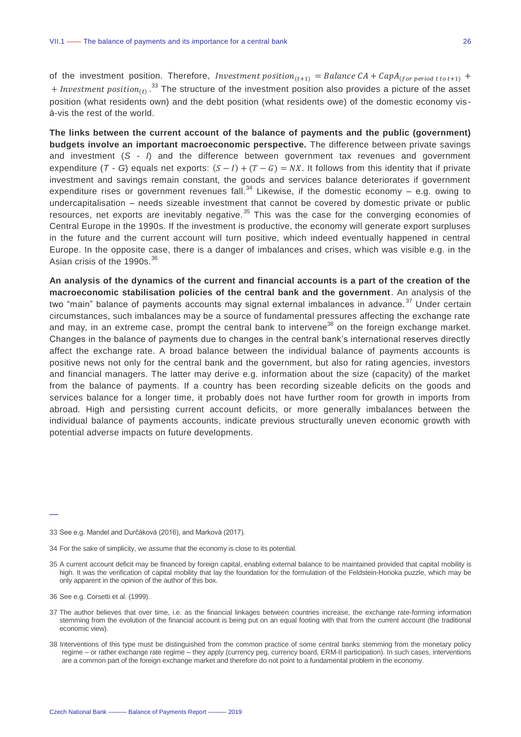of the investment position. Therefore, $Investment\ position_{(t+1)} = Balance\ CA + CapA_{(for\ period\ t\ to\ t+1)} + Investment\ position_{(t)}$.[33] The structure of the investment position also provides a picture of the asset position (what residents own) and the debt position (what residents owe) of the domestic economy vis-à-vis the rest of the world.

**The links between the current account of the balance of payments and the public (government) budgets involve an important macroeconomic perspective.** The difference between private savings and investment (*S* - *I*) and the difference between government tax revenues and government expenditure (*T* - *G*) equals net exports: $(S - I) + (T - G) = NX$. It follows from this identity that if private investment and savings remain constant, the goods and services balance deteriorates if government expenditure rises or government revenues fall.[34] Likewise, if the domestic economy – e.g. owing to undercapitalisation – needs sizeable investment that cannot be covered by domestic private or public resources, net exports are inevitably negative.[35] This was the case for the converging economies of Central Europe in the 1990s. If the investment is productive, the economy will generate export surpluses in the future and the current account will turn positive, which indeed eventually happened in central Europe. In the opposite case, there is a danger of imbalances and crises, which was visible e.g. in the Asian crisis of the 1990s.[36]

**An analysis of the dynamics of the current and financial accounts is a part of the creation of the macroeconomic stabilisation policies of the central bank and the government**. An analysis of the two "main" balance of payments accounts may signal external imbalances in advance.[37] Under certain circumstances, such imbalances may be a source of fundamental pressures affecting the exchange rate and may, in an extreme case, prompt the central bank to intervene[38] on the foreign exchange market. Changes in the balance of payments due to changes in the central bank's international reserves directly affect the exchange rate. A broad balance between the individual balance of payments accounts is positive news not only for the central bank and the government, but also for rating agencies, investors and financial managers. The latter may derive e.g. information about the size (capacity) of the market from the balance of payments. If a country has been recording sizeable deficits on the goods and services balance for a longer time, it probably does not have further room for growth in imports from abroad. High and persisting current account deficits, or more generally imbalances between the individual balance of payments accounts, indicate previous structurally uneven economic growth with potential adverse impacts on future developments.

---

33 See e.g. Mandel and Durčáková (2016), and Marková (2017).

34 For the sake of simplicity, we assume that the economy is close to its potential.

35 A current account deficit may be financed by foreign capital, enabling external balance to be maintained provided that capital mobility is high. It was the verification of capital mobility that lay the foundation for the formulation of the Feldstein-Horioka puzzle, which may be only apparent in the opinion of the author of this box.

36 See e.g. Corsetti et al. (1999).

37 The author believes that over time, i.e. as the financial linkages between countries increase, the exchange rate-forming information stemming from the evolution of the financial account is being put on an equal footing with that from the current account (the traditional economic view).

38 Interventions of this type must be distinguished from the common practice of some central banks stemming from the monetary policy regime – or rather exchange rate regime – they apply (currency peg, currency board, ERM-II participation). In such cases, interventions are a common part of the foreign exchange market and therefore do not point to a fundamental problem in the economy.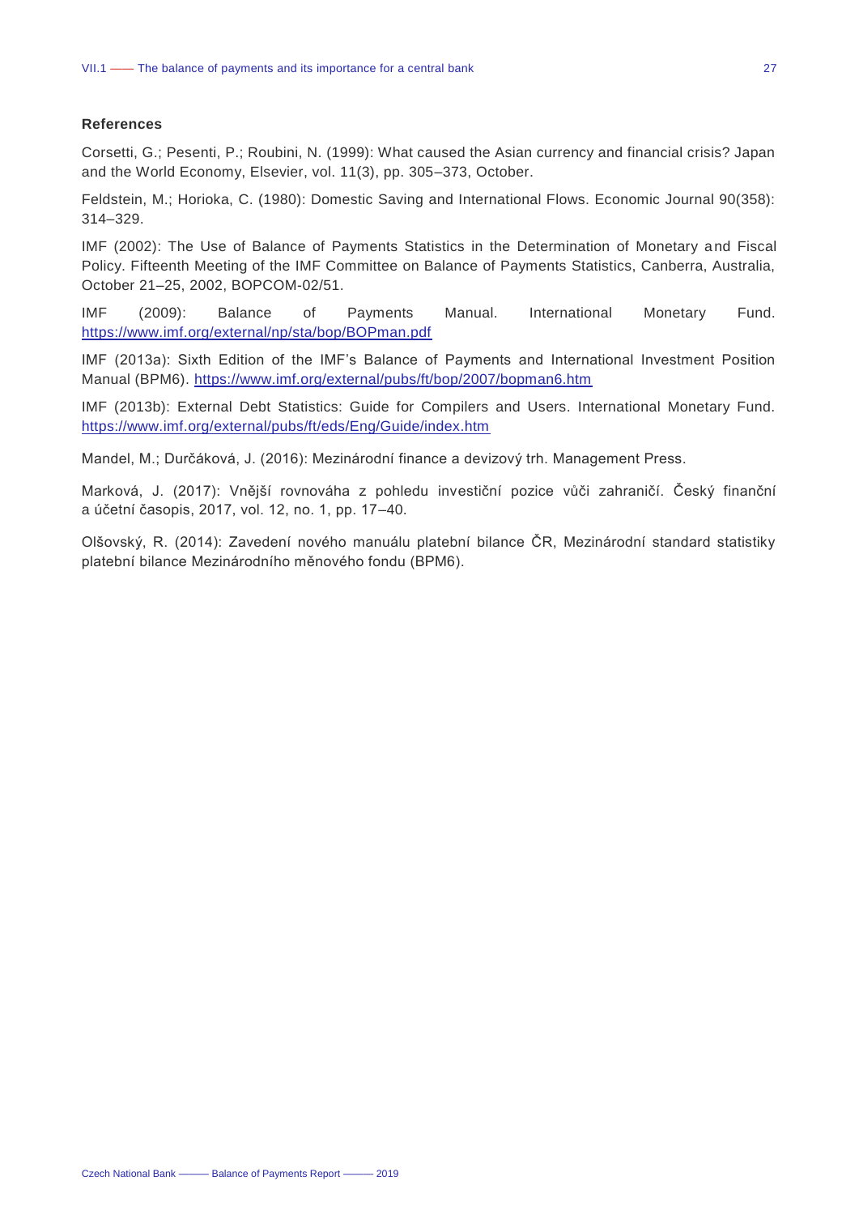**References**

Corsetti, G.; Pesenti, P.; Roubini, N. (1999): What caused the Asian currency and financial crisis? Japan and the World Economy, Elsevier, vol. 11(3), pp. 305–373, October.

Feldstein, M.; Horioka, C. (1980): Domestic Saving and International Flows. Economic Journal 90(358): 314–329.

IMF (2002): The Use of Balance of Payments Statistics in the Determination of Monetary and Fiscal Policy. Fifteenth Meeting of the IMF Committee on Balance of Payments Statistics, Canberra, Australia, October 21–25, 2002, BOPCOM-02/51.

IMF (2009): Balance of Payments Manual. International Monetary Fund. https://www.imf.org/external/np/sta/bop/BOPman.pdf

IMF (2013a): Sixth Edition of the IMF's Balance of Payments and International Investment Position Manual (BPM6). https://www.imf.org/external/pubs/ft/bop/2007/bopman6.htm

IMF (2013b): External Debt Statistics: Guide for Compilers and Users. International Monetary Fund. https://www.imf.org/external/pubs/ft/eds/Eng/Guide/index.htm

Mandel, M.; Durčáková, J. (2016): Mezinárodní finance a devizový trh. Management Press.

Marková, J. (2017): Vnější rovnováha z pohledu investiční pozice vůči zahraničí. Český finanční a účetní časopis, 2017, vol. 12, no. 1, pp. 17–40.

Olšovský, R. (2014): Zavedení nového manuálu platební bilance ČR, Mezinárodní standard statistiky platební bilance Mezinárodního měnového fondu (BPM6).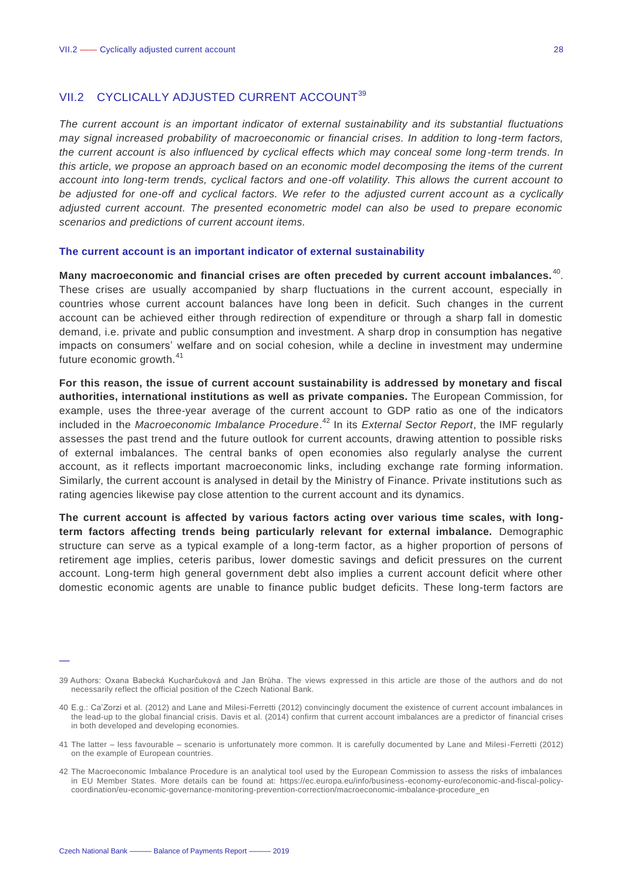## VII.2 CYCLICALLY ADJUSTED CURRENT ACCOUNT[39]

*The current account is an important indicator of external sustainability and its substantial fluctuations may signal increased probability of macroeconomic or financial crises. In addition to long-term factors, the current account is also influenced by cyclical effects which may conceal some long-term trends. In this article, we propose an approach based on an economic model decomposing the items of the current account into long-term trends, cyclical factors and one-off volatility. This allows the current account to be adjusted for one-off and cyclical factors. We refer to the adjusted current account as a cyclically adjusted current account. The presented econometric model can also be used to prepare economic scenarios and predictions of current account items.*

### The current account is an important indicator of external sustainability

**Many macroeconomic and financial crises are often preceded by current account imbalances.**[40]. These crises are usually accompanied by sharp fluctuations in the current account, especially in countries whose current account balances have long been in deficit. Such changes in the current account can be achieved either through redirection of expenditure or through a sharp fall in domestic demand, i.e. private and public consumption and investment. A sharp drop in consumption has negative impacts on consumers' welfare and on social cohesion, while a decline in investment may undermine future economic growth.[41]

**For this reason, the issue of current account sustainability is addressed by monetary and fiscal authorities, international institutions as well as private companies.** The European Commission, for example, uses the three-year average of the current account to GDP ratio as one of the indicators included in the *Macroeconomic Imbalance Procedure*.[42] In its *External Sector Report*, the IMF regularly assesses the past trend and the future outlook for current accounts, drawing attention to possible risks of external imbalances. The central banks of open economies also regularly analyse the current account, as it reflects important macroeconomic links, including exchange rate forming information. Similarly, the current account is analysed in detail by the Ministry of Finance. Private institutions such as rating agencies likewise pay close attention to the current account and its dynamics.

**The current account is affected by various factors acting over various time scales, with long-term factors affecting trends being particularly relevant for external imbalance.** Demographic structure can serve as a typical example of a long-term factor, as a higher proportion of persons of retirement age implies, ceteris paribus, lower domestic savings and deficit pressures on the current account. Long-term high general government debt also implies a current account deficit where other domestic economic agents are unable to finance public budget deficits. These long-term factors are

---

39 Authors: Oxana Babecká Kucharčuková and Jan Brůha. The views expressed in this article are those of the authors and do not necessarily reflect the official position of the Czech National Bank.

40 E.g.: Ca'Zorzi et al. (2012) and Lane and Milesi-Ferretti (2012) convincingly document the existence of current account imbalances in the lead-up to the global financial crisis. Davis et al. (2014) confirm that current account imbalances are a predictor of financial crises in both developed and developing economies.

41 The latter – less favourable – scenario is unfortunately more common. It is carefully documented by Lane and Milesi-Ferretti (2012) on the example of European countries.

42 The Macroeconomic Imbalance Procedure is an analytical tool used by the European Commission to assess the risks of imbalances in EU Member States. More details can be found at: https://ec.europa.eu/info/business-economy-euro/economic-and-fiscal-policy-coordination/eu-economic-governance-monitoring-prevention-correction/macroeconomic-imbalance-procedure_en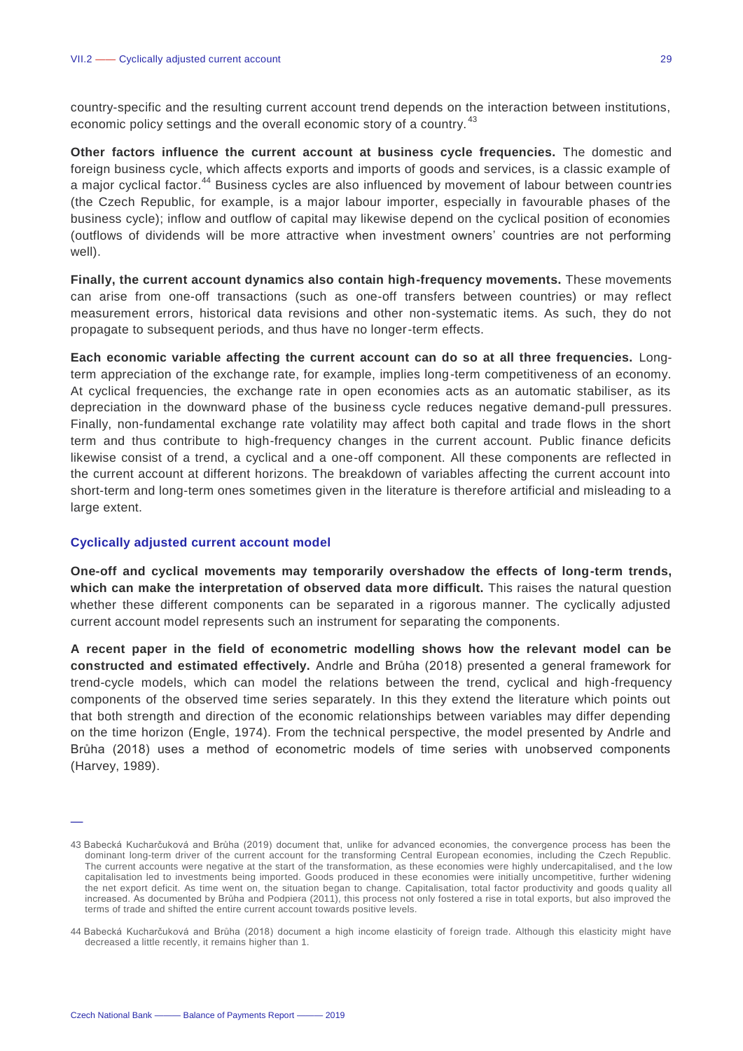country-specific and the resulting current account trend depends on the interaction between institutions, economic policy settings and the overall economic story of a country.[43]

**Other factors influence the current account at business cycle frequencies.** The domestic and foreign business cycle, which affects exports and imports of goods and services, is a classic example of a major cyclical factor.[44] Business cycles are also influenced by movement of labour between countries (the Czech Republic, for example, is a major labour importer, especially in favourable phases of the business cycle); inflow and outflow of capital may likewise depend on the cyclical position of economies (outflows of dividends will be more attractive when investment owners' countries are not performing well).

**Finally, the current account dynamics also contain high-frequency movements.** These movements can arise from one-off transactions (such as one-off transfers between countries) or may reflect measurement errors, historical data revisions and other non-systematic items. As such, they do not propagate to subsequent periods, and thus have no longer-term effects.

**Each economic variable affecting the current account can do so at all three frequencies.** Long-term appreciation of the exchange rate, for example, implies long-term competitiveness of an economy. At cyclical frequencies, the exchange rate in open economies acts as an automatic stabiliser, as its depreciation in the downward phase of the business cycle reduces negative demand-pull pressures. Finally, non-fundamental exchange rate volatility may affect both capital and trade flows in the short term and thus contribute to high-frequency changes in the current account. Public finance deficits likewise consist of a trend, a cyclical and a one-off component. All these components are reflected in the current account at different horizons. The breakdown of variables affecting the current account into short-term and long-term ones sometimes given in the literature is therefore artificial and misleading to a large extent.

### Cyclically adjusted current account model

**One-off and cyclical movements may temporarily overshadow the effects of long-term trends, which can make the interpretation of observed data more difficult.** This raises the natural question whether these different components can be separated in a rigorous manner. The cyclically adjusted current account model represents such an instrument for separating the components.

**A recent paper in the field of econometric modelling shows how the relevant model can be constructed and estimated effectively.** Andrle and Brůha (2018) presented a general framework for trend-cycle models, which can model the relations between the trend, cyclical and high-frequency components of the observed time series separately. In this they extend the literature which points out that both strength and direction of the economic relationships between variables may differ depending on the time horizon (Engle, 1974). From the technical perspective, the model presented by Andrle and Brůha (2018) uses a method of econometric models of time series with unobserved components (Harvey, 1989).

---

43 Babecká Kucharčuková and Brůha (2019) document that, unlike for advanced economies, the convergence process has been the dominant long-term driver of the current account for the transforming Central European economies, including the Czech Republic. The current accounts were negative at the start of the transformation, as these economies were highly undercapitalised, and the low capitalisation led to investments being imported. Goods produced in these economies were initially uncompetitive, further widening the net export deficit. As time went on, the situation began to change. Capitalisation, total factor productivity and goods quality all increased. As documented by Brůha and Podpiera (2011), this process not only fostered a rise in total exports, but also improved the terms of trade and shifted the entire current account towards positive levels.

44 Babecká Kucharčuková and Brůha (2018) document a high income elasticity of foreign trade. Although this elasticity might have decreased a little recently, it remains higher than 1.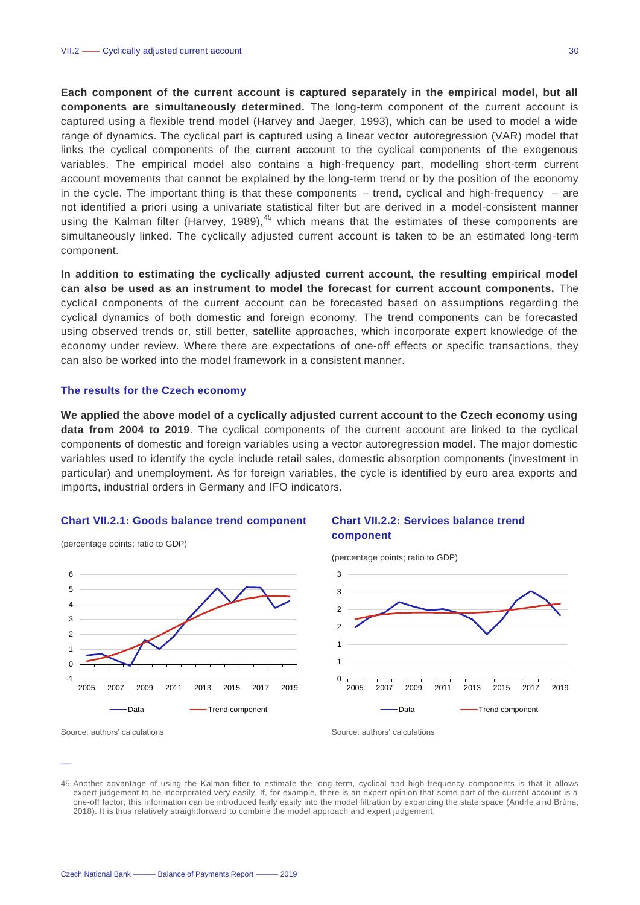**Each component of the current account is captured separately in the empirical model, but all components are simultaneously determined.** The long-term component of the current account is captured using a flexible trend model (Harvey and Jaeger, 1993), which can be used to model a wide range of dynamics. The cyclical part is captured using a linear vector autoregression (VAR) model that links the cyclical components of the current account to the cyclical components of the exogenous variables. The empirical model also contains a high-frequency part, modelling short-term current account movements that cannot be explained by the long-term trend or by the position of the economy in the cycle. The important thing is that these components – trend, cyclical and high-frequency – are not identified a priori using a univariate statistical filter but are derived in a model-consistent manner using the Kalman filter (Harvey, 1989),[45] which means that the estimates of these components are simultaneously linked. The cyclically adjusted current account is taken to be an estimated long-term component.

**In addition to estimating the cyclically adjusted current account, the resulting empirical model can also be used as an instrument to model the forecast for current account components.** The cyclical components of the current account can be forecasted based on assumptions regarding the cyclical dynamics of both domestic and foreign economy. The trend components can be forecasted using observed trends or, still better, satellite approaches, which incorporate expert knowledge of the economy under review. Where there are expectations of one-off effects or specific transactions, they can also be worked into the model framework in a consistent manner.

### The results for the Czech economy

**We applied the above model of a cyclically adjusted current account to the Czech economy using data from 2004 to 2019**. The cyclical components of the current account are linked to the cyclical components of domestic and foreign variables using a vector autoregression model. The major domestic variables used to identify the cycle include retail sales, domestic absorption components (investment in particular) and unemployment. As for foreign variables, the cycle is identified by euro area exports and imports, industrial orders in Germany and IFO indicators.

**Chart VII.2.1: Goods balance trend component**

(percentage points; ratio to GDP)

Source: authors' calculations

**Chart VII.2.2: Services balance trend component**

(percentage points; ratio to GDP)

Source: authors' calculations

45 Another advantage of using the Kalman filter to estimate the long-term, cyclical and high-frequency components is that it allows expert judgement to be incorporated very easily. If, for example, there is an expert opinion that some part of the current account is a one-off factor, this information can be introduced fairly easily into the model filtration by expanding the state space (Andrle and Brůha, 2018). It is thus relatively straightforward to combine the model approach and expert judgement.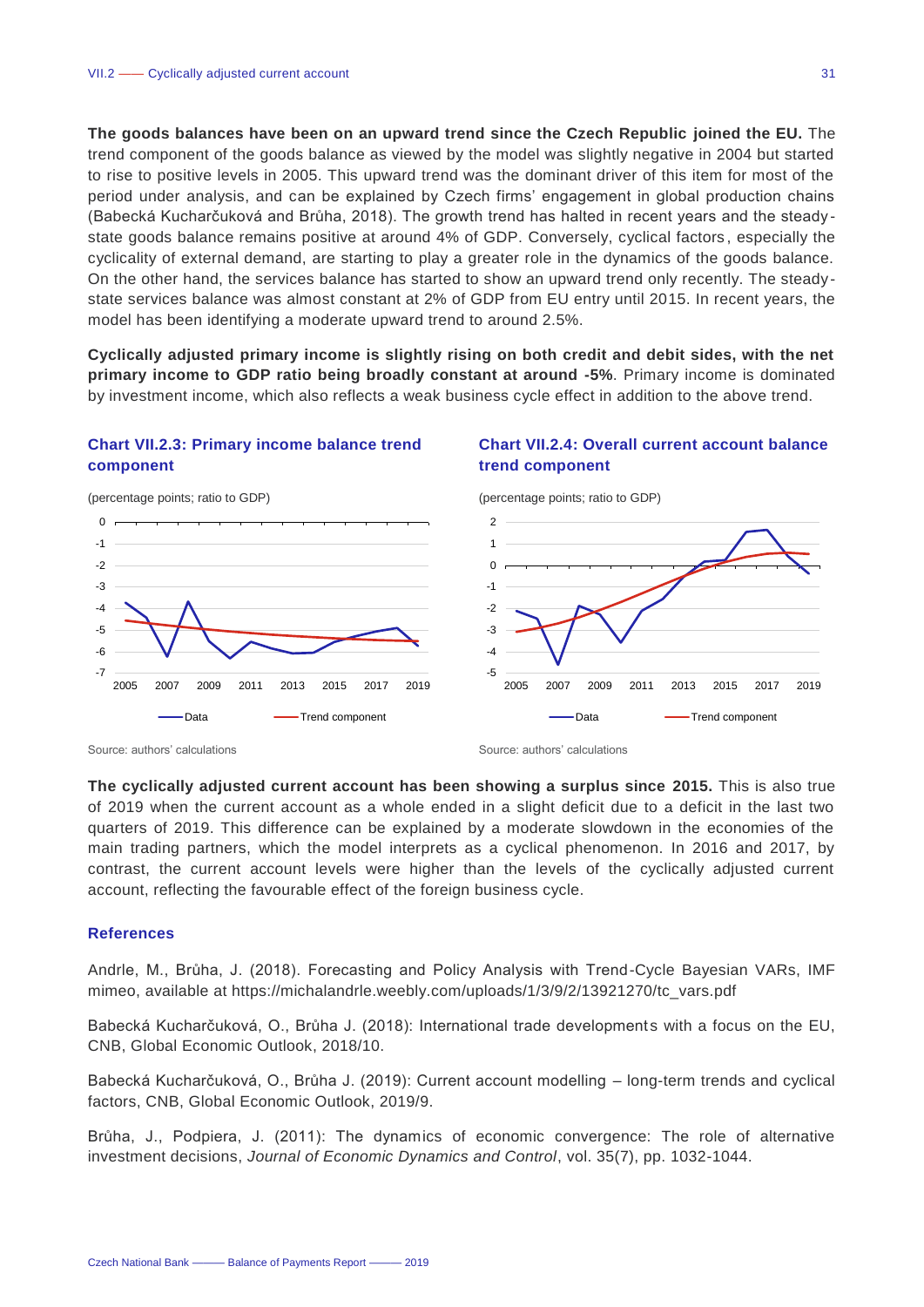**The goods balances have been on an upward trend since the Czech Republic joined the EU.** The trend component of the goods balance as viewed by the model was slightly negative in 2004 but started to rise to positive levels in 2005. This upward trend was the dominant driver of this item for most of the period under analysis, and can be explained by Czech firms' engagement in global production chains (Babecká Kucharčuková and Brůha, 2018). The growth trend has halted in recent years and the steady-state goods balance remains positive at around 4% of GDP. Conversely, cyclical factors, especially the cyclicality of external demand, are starting to play a greater role in the dynamics of the goods balance. On the other hand, the services balance has started to show an upward trend only recently. The steady-state services balance was almost constant at 2% of GDP from EU entry until 2015. In recent years, the model has been identifying a moderate upward trend to around 2.5%.

**Cyclically adjusted primary income is slightly rising on both credit and debit sides, with the net primary income to GDP ratio being broadly constant at around -5%**. Primary income is dominated by investment income, which also reflects a weak business cycle effect in addition to the above trend.

### Chart VII.2.3: Primary income balance trend component

(percentage points; ratio to GDP)

Source: authors' calculations

### Chart VII.2.4: Overall current account balance trend component

(percentage points; ratio to GDP)

Source: authors' calculations

**The cyclically adjusted current account has been showing a surplus since 2015.** This is also true of 2019 when the current account as a whole ended in a slight deficit due to a deficit in the last two quarters of 2019. This difference can be explained by a moderate slowdown in the economies of the main trading partners, which the model interprets as a cyclical phenomenon. In 2016 and 2017, by contrast, the current account levels were higher than the levels of the cyclically adjusted current account, reflecting the favourable effect of the foreign business cycle.

### References

Andrle, M., Brůha, J. (2018). Forecasting and Policy Analysis with Trend-Cycle Bayesian VARs, IMF mimeo, available at https://michalandrle.weebly.com/uploads/1/3/9/2/13921270/tc_vars.pdf

Babecká Kucharčuková, O., Brůha J. (2018): International trade developments with a focus on the EU, CNB, Global Economic Outlook, 2018/10.

Babecká Kucharčuková, O., Brůha J. (2019): Current account modelling – long-term trends and cyclical factors, CNB, Global Economic Outlook, 2019/9.

Brůha, J., Podpiera, J. (2011): The dynamics of economic convergence: The role of alternative investment decisions, *Journal of Economic Dynamics and Control*, vol. 35(7), pp. 1032-1044.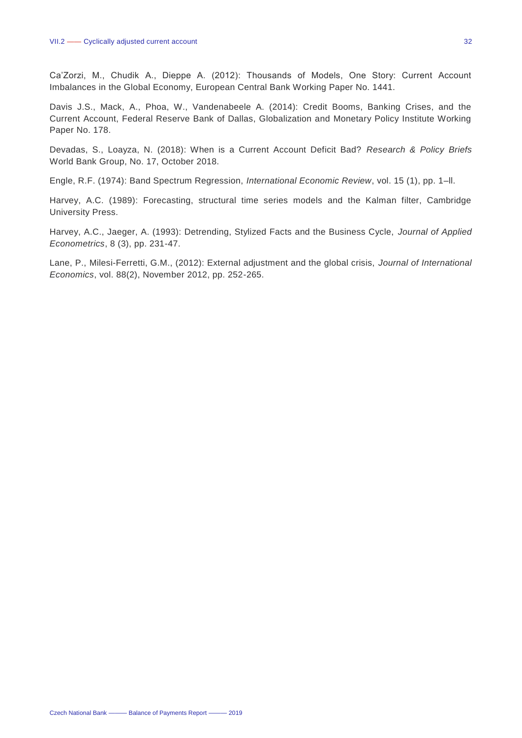Ca'Zorzi, M., Chudik A., Dieppe A. (2012): Thousands of Models, One Story: Current Account Imbalances in the Global Economy, European Central Bank Working Paper No. 1441.

Davis J.S., Mack, A., Phoa, W., Vandenabeele A. (2014): Credit Booms, Banking Crises, and the Current Account, Federal Reserve Bank of Dallas, Globalization and Monetary Policy Institute Working Paper No. 178.

Devadas, S., Loayza, N. (2018): When is a Current Account Deficit Bad? *Research & Policy Briefs* World Bank Group, No. 17, October 2018.

Engle, R.F. (1974): Band Spectrum Regression, *International Economic Review*, vol. 15 (1), pp. 1–ll.

Harvey, A.C. (1989): Forecasting, structural time series models and the Kalman filter, Cambridge University Press.

Harvey, A.C., Jaeger, A. (1993): Detrending, Stylized Facts and the Business Cycle, *Journal of Applied Econometrics*, 8 (3), pp. 231-47.

Lane, P., Milesi-Ferretti, G.M., (2012): External adjustment and the global crisis, *Journal of International Economics*, vol. 88(2), November 2012, pp. 252-265.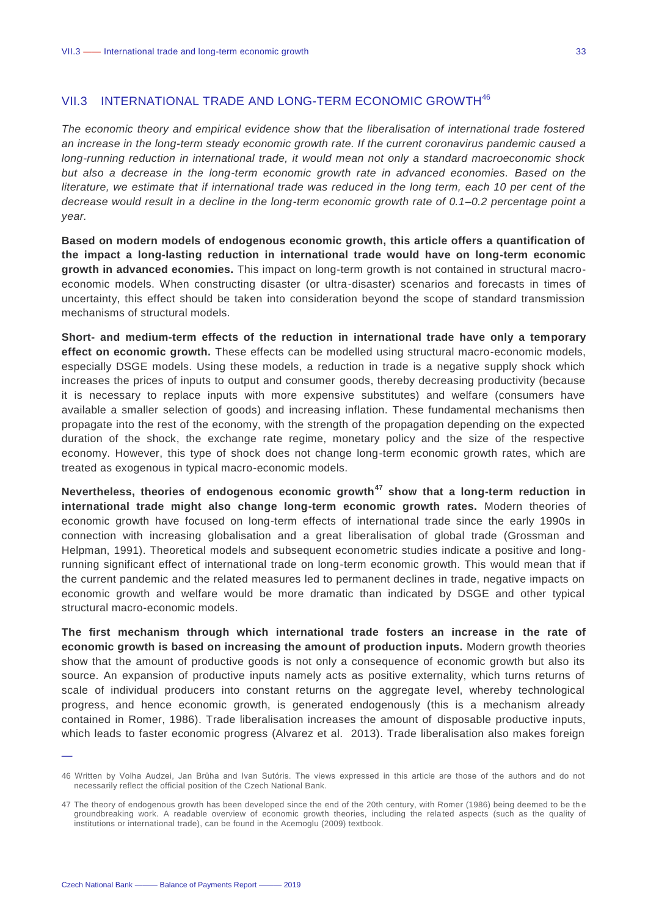## VII.3 INTERNATIONAL TRADE AND LONG-TERM ECONOMIC GROWTH[46]

*The economic theory and empirical evidence show that the liberalisation of international trade fostered an increase in the long-term steady economic growth rate. If the current coronavirus pandemic caused a long-running reduction in international trade, it would mean not only a standard macroeconomic shock but also a decrease in the long-term economic growth rate in advanced economies. Based on the literature, we estimate that if international trade was reduced in the long term, each 10 per cent of the decrease would result in a decline in the long-term economic growth rate of 0.1–0.2 percentage point a year.*

**Based on modern models of endogenous economic growth, this article offers a quantification of the impact a long-lasting reduction in international trade would have on long-term economic growth in advanced economies.** This impact on long-term growth is not contained in structural macro-economic models. When constructing disaster (or ultra-disaster) scenarios and forecasts in times of uncertainty, this effect should be taken into consideration beyond the scope of standard transmission mechanisms of structural models.

**Short- and medium-term effects of the reduction in international trade have only a temporary effect on economic growth.** These effects can be modelled using structural macro-economic models, especially DSGE models. Using these models, a reduction in trade is a negative supply shock which increases the prices of inputs to output and consumer goods, thereby decreasing productivity (because it is necessary to replace inputs with more expensive substitutes) and welfare (consumers have available a smaller selection of goods) and increasing inflation. These fundamental mechanisms then propagate into the rest of the economy, with the strength of the propagation depending on the expected duration of the shock, the exchange rate regime, monetary policy and the size of the respective economy. However, this type of shock does not change long-term economic growth rates, which are treated as exogenous in typical macro-economic models.

**Nevertheless, theories of endogenous economic growth[47] show that a long-term reduction in international trade might also change long-term economic growth rates.** Modern theories of economic growth have focused on long-term effects of international trade since the early 1990s in connection with increasing globalisation and a great liberalisation of global trade (Grossman and Helpman, 1991). Theoretical models and subsequent econometric studies indicate a positive and long-running significant effect of international trade on long-term economic growth. This would mean that if the current pandemic and the related measures led to permanent declines in trade, negative impacts on economic growth and welfare would be more dramatic than indicated by DSGE and other typical structural macro-economic models.

**The first mechanism through which international trade fosters an increase in the rate of economic growth is based on increasing the amount of production inputs.** Modern growth theories show that the amount of productive goods is not only a consequence of economic growth but also its source. An expansion of productive inputs namely acts as positive externality, which turns returns of scale of individual producers into constant returns on the aggregate level, whereby technological progress, and hence economic growth, is generated endogenously (this is a mechanism already contained in Romer, 1986). Trade liberalisation increases the amount of disposable productive inputs, which leads to faster economic progress (Alvarez et al. 2013). Trade liberalisation also makes foreign

---

46 Written by Volha Audzei, Jan Brůha and Ivan Sutóris. The views expressed in this article are those of the authors and do not necessarily reflect the official position of the Czech National Bank.

47 The theory of endogenous growth has been developed since the end of the 20th century, with Romer (1986) being deemed to be the groundbreaking work. A readable overview of economic growth theories, including the related aspects (such as the quality of institutions or international trade), can be found in the Acemoglu (2009) textbook.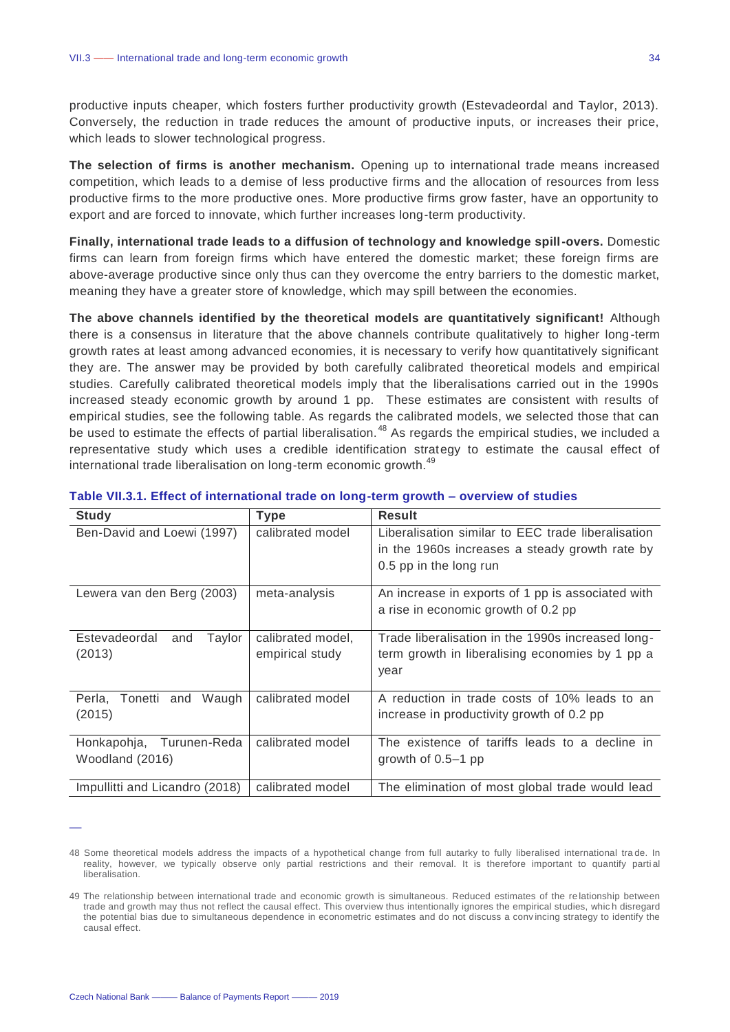productive inputs cheaper, which fosters further productivity growth (Estevadeordal and Taylor, 2013). Conversely, the reduction in trade reduces the amount of productive inputs, or increases their price, which leads to slower technological progress.

**The selection of firms is another mechanism.** Opening up to international trade means increased competition, which leads to a demise of less productive firms and the allocation of resources from less productive firms to the more productive ones. More productive firms grow faster, have an opportunity to export and are forced to innovate, which further increases long-term productivity.

**Finally, international trade leads to a diffusion of technology and knowledge spill-overs.** Domestic firms can learn from foreign firms which have entered the domestic market; these foreign firms are above-average productive since only thus can they overcome the entry barriers to the domestic market, meaning they have a greater store of knowledge, which may spill between the economies.

**The above channels identified by the theoretical models are quantitatively significant!** Although there is a consensus in literature that the above channels contribute qualitatively to higher long-term growth rates at least among advanced economies, it is necessary to verify how quantitatively significant they are. The answer may be provided by both carefully calibrated theoretical models and empirical studies. Carefully calibrated theoretical models imply that the liberalisations carried out in the 1990s increased steady economic growth by around 1 pp. These estimates are consistent with results of empirical studies, see the following table. As regards the calibrated models, we selected those that can be used to estimate the effects of partial liberalisation.[48] As regards the empirical studies, we included a representative study which uses a credible identification strategy to estimate the causal effect of international trade liberalisation on long-term economic growth.[49]

**Table VII.3.1. Effect of international trade on long-term growth – overview of studies**

| Study | Type | Result |
|---|---|---|
| Ben-David and Loewi (1997) | calibrated model | Liberalisation similar to EEC trade liberalisation in the 1960s increases a steady growth rate by 0.5 pp in the long run |
| Lewera van den Berg (2003) | meta-analysis | An increase in exports of 1 pp is associated with a rise in economic growth of 0.2 pp |
| Estevadeordal and Taylor (2013) | calibrated model, empirical study | Trade liberalisation in the 1990s increased long-term growth in liberalising economies by 1 pp a year |
| Perla, Tonetti and Waugh (2015) | calibrated model | A reduction in trade costs of 10% leads to an increase in productivity growth of 0.2 pp |
| Honkapohja, Turunen-Reda Woodland (2016) | calibrated model | The existence of tariffs leads to a decline in growth of 0.5–1 pp |
| Impullitti and Licandro (2018) | calibrated model | The elimination of most global trade would lead |

48 Some theoretical models address the impacts of a hypothetical change from full autarky to fully liberalised international trade. In reality, however, we typically observe only partial restrictions and their removal. It is therefore important to quantify partial liberalisation.

49 The relationship between international trade and economic growth is simultaneous. Reduced estimates of the relationship between trade and growth may thus not reflect the causal effect. This overview thus intentionally ignores the empirical studies, which disregard the potential bias due to simultaneous dependence in econometric estimates and do not discuss a convincing strategy to identify the causal effect.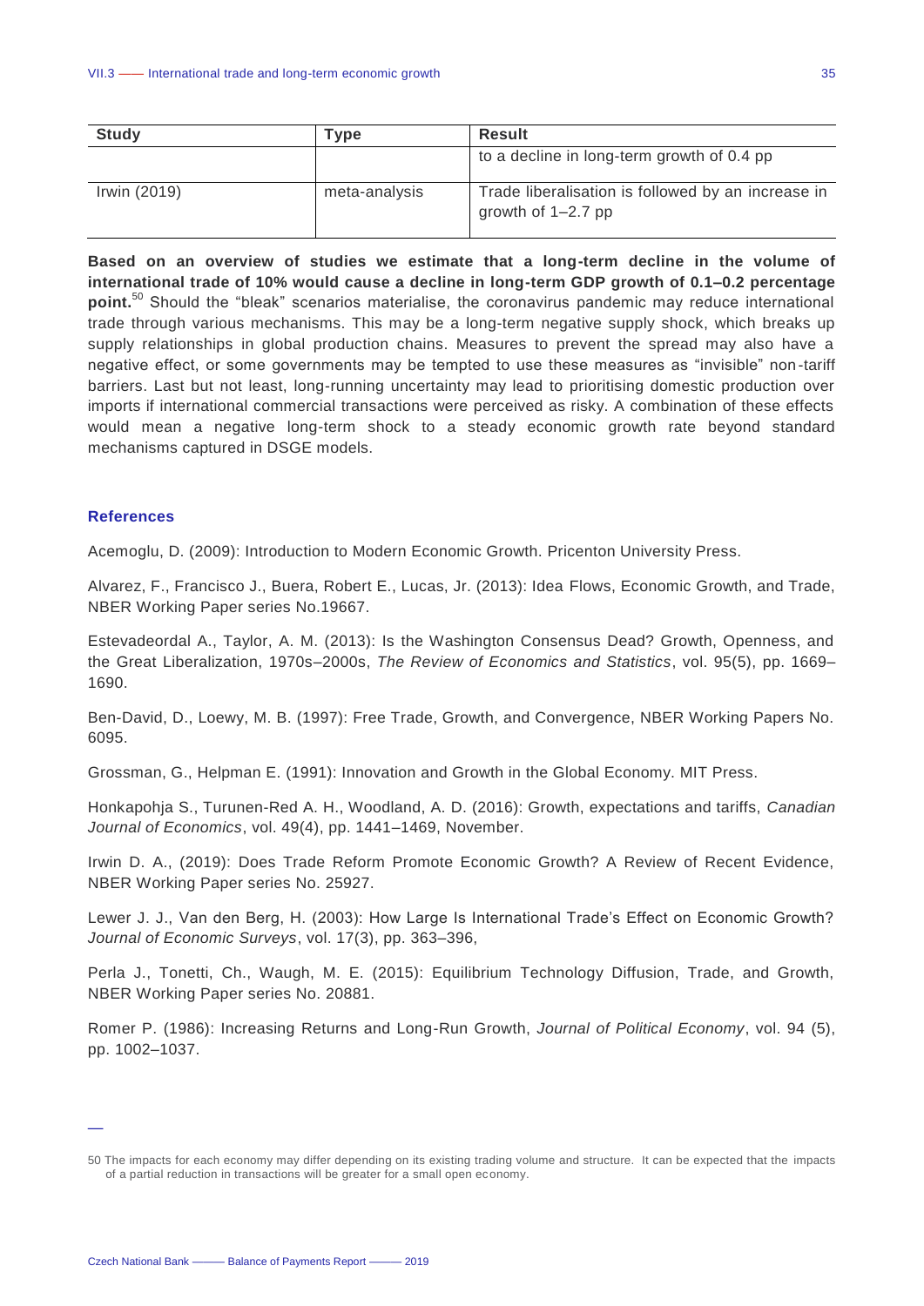| Study | Type | Result |
|---|---|---|
| | | to a decline in long-term growth of 0.4 pp |
| Irwin (2019) | meta-analysis | Trade liberalisation is followed by an increase in growth of 1–2.7 pp |

**Based on an overview of studies we estimate that a long-term decline in the volume of international trade of 10% would cause a decline in long-term GDP growth of 0.1–0.2 percentage point.**[50] Should the "bleak" scenarios materialise, the coronavirus pandemic may reduce international trade through various mechanisms. This may be a long-term negative supply shock, which breaks up supply relationships in global production chains. Measures to prevent the spread may also have a negative effect, or some governments may be tempted to use these measures as "invisible" non-tariff barriers. Last but not least, long-running uncertainty may lead to prioritising domestic production over imports if international commercial transactions were perceived as risky. A combination of these effects would mean a negative long-term shock to a steady economic growth rate beyond standard mechanisms captured in DSGE models.

### References

Acemoglu, D. (2009): Introduction to Modern Economic Growth. Pricenton University Press.

Alvarez, F., Francisco J., Buera, Robert E., Lucas, Jr. (2013): Idea Flows, Economic Growth, and Trade, NBER Working Paper series No.19667.

Estevadeordal A., Taylor, A. M. (2013): Is the Washington Consensus Dead? Growth, Openness, and the Great Liberalization, 1970s–2000s, *The Review of Economics and Statistics*, vol. 95(5), pp. 1669–1690.

Ben-David, D., Loewy, M. B. (1997): Free Trade, Growth, and Convergence, NBER Working Papers No. 6095.

Grossman, G., Helpman E. (1991): Innovation and Growth in the Global Economy. MIT Press.

Honkapohja S., Turunen-Red A. H., Woodland, A. D. (2016): Growth, expectations and tariffs, *Canadian Journal of Economics*, vol. 49(4), pp. 1441–1469, November.

Irwin D. A., (2019): Does Trade Reform Promote Economic Growth? A Review of Recent Evidence, NBER Working Paper series No. 25927.

Lewer J. J., Van den Berg, H. (2003): How Large Is International Trade's Effect on Economic Growth? *Journal of Economic Surveys*, vol. 17(3), pp. 363–396,

Perla J., Tonetti, Ch., Waugh, M. E. (2015): Equilibrium Technology Diffusion, Trade, and Growth, NBER Working Paper series No. 20881.

Romer P. (1986): Increasing Returns and Long-Run Growth, *Journal of Political Economy*, vol. 94 (5), pp. 1002–1037.

---

[50] The impacts for each economy may differ depending on its existing trading volume and structure. It can be expected that the impacts of a partial reduction in transactions will be greater for a small open economy.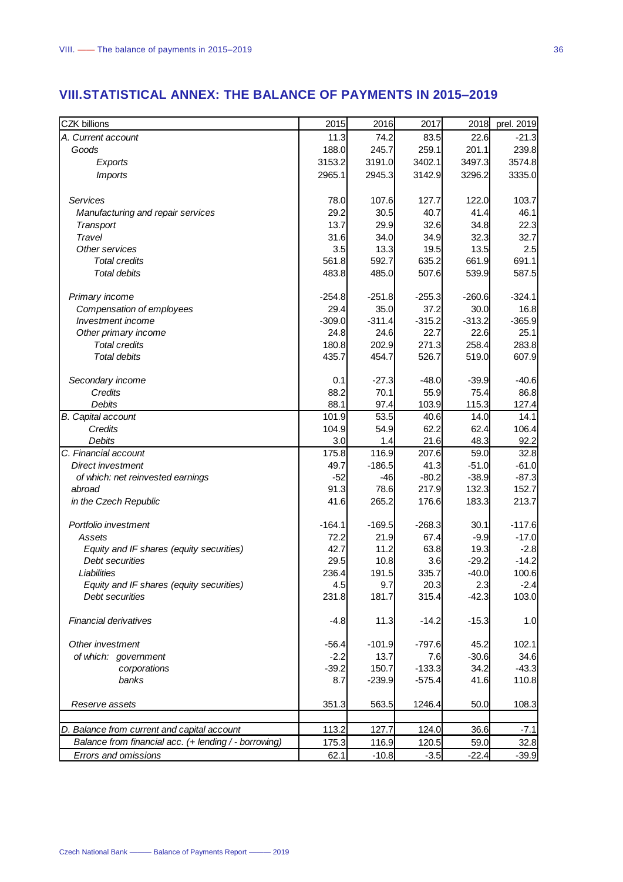## VIII. STATISTICAL ANNEX: THE BALANCE OF PAYMENTS IN 2015–2019

| CZK billions | 2015 | 2016 | 2017 | 2018 | prel. 2019 |
|---|---|---|---|---|---|
| *A. Current account* | 11.3 | 74.2 | 83.5 | 22.6 | -21.3 |
| *Goods* | 188.0 | 245.7 | 259.1 | 201.1 | 239.8 |
| *Exports* | 3153.2 | 3191.0 | 3402.1 | 3497.3 | 3574.8 |
| *Imports* | 2965.1 | 2945.3 | 3142.9 | 3296.2 | 3335.0 |
| *Services* | 78.0 | 107.6 | 127.7 | 122.0 | 103.7 |
| *Manufacturing and repair services* | 29.2 | 30.5 | 40.7 | 41.4 | 46.1 |
| *Transport* | 13.7 | 29.9 | 32.6 | 34.8 | 22.3 |
| *Travel* | 31.6 | 34.0 | 34.9 | 32.3 | 32.7 |
| *Other services* | 3.5 | 13.3 | 19.5 | 13.5 | 2.5 |
| *Total credits* | 561.8 | 592.7 | 635.2 | 661.9 | 691.1 |
| *Total debits* | 483.8 | 485.0 | 507.6 | 539.9 | 587.5 |
| *Primary income* | -254.8 | -251.8 | -255.3 | -260.6 | -324.1 |
| *Compensation of employees* | 29.4 | 35.0 | 37.2 | 30.0 | 16.8 |
| *Investment income* | -309.0 | -311.4 | -315.2 | -313.2 | -365.9 |
| *Other primary income* | 24.8 | 24.6 | 22.7 | 22.6 | 25.1 |
| *Total credits* | 180.8 | 202.9 | 271.3 | 258.4 | 283.8 |
| *Total debits* | 435.7 | 454.7 | 526.7 | 519.0 | 607.9 |
| *Secondary income* | 0.1 | -27.3 | -48.0 | -39.9 | -40.6 |
| *Credits* | 88.2 | 70.1 | 55.9 | 75.4 | 86.8 |
| *Debits* | 88.1 | 97.4 | 103.9 | 115.3 | 127.4 |
| *B. Capital account* | 101.9 | 53.5 | 40.6 | 14.0 | 14.1 |
| *Credits* | 104.9 | 54.9 | 62.2 | 62.4 | 106.4 |
| *Debits* | 3.0 | 1.4 | 21.6 | 48.3 | 92.2 |
| *C. Financial account* | 175.8 | 116.9 | 207.6 | 59.0 | 32.8 |
| *Direct investment* | 49.7 | -186.5 | 41.3 | -51.0 | -61.0 |
| *of which: net reinvested earnings* | -52 | -46 | -80.2 | -38.9 | -87.3 |
| *abroad* | 91.3 | 78.6 | 217.9 | 132.3 | 152.7 |
| *in the Czech Republic* | 41.6 | 265.2 | 176.6 | 183.3 | 213.7 |
| *Portfolio investment* | -164.1 | -169.5 | -268.3 | 30.1 | -117.6 |
| *Assets* | 72.2 | 21.9 | 67.4 | -9.9 | -17.0 |
| *Equity and IF shares (equity securities)* | 42.7 | 11.2 | 63.8 | 19.3 | -2.8 |
| *Debt securities* | 29.5 | 10.8 | 3.6 | -29.2 | -14.2 |
| *Liabilities* | 236.4 | 191.5 | 335.7 | -40.0 | 100.6 |
| *Equity and IF shares (equity securities)* | 4.5 | 9.7 | 20.3 | 2.3 | -2.4 |
| *Debt securities* | 231.8 | 181.7 | 315.4 | -42.3 | 103.0 |
| *Financial derivatives* | -4.8 | 11.3 | -14.2 | -15.3 | 1.0 |
| *Other investment* | -56.4 | -101.9 | -797.6 | 45.2 | 102.1 |
| *of which: government* | -2.2 | 13.7 | 7.6 | -30.6 | 34.6 |
| *corporations* | -39.2 | 150.7 | -133.3 | 34.2 | -43.3 |
| *banks* | 8.7 | -239.9 | -575.4 | 41.6 | 110.8 |
| *Reserve assets* | 351.3 | 563.5 | 1246.4 | 50.0 | 108.3 |
| *D. Balance from current and capital account* | 113.2 | 127.7 | 124.0 | 36.6 | -7.1 |
| *Balance from financial acc. (+ lending / - borrowing)* | 175.3 | 116.9 | 120.5 | 59.0 | 32.8 |
| *Errors and omissions* | 62.1 | -10.8 | -3.5 | -22.4 | -39.9 |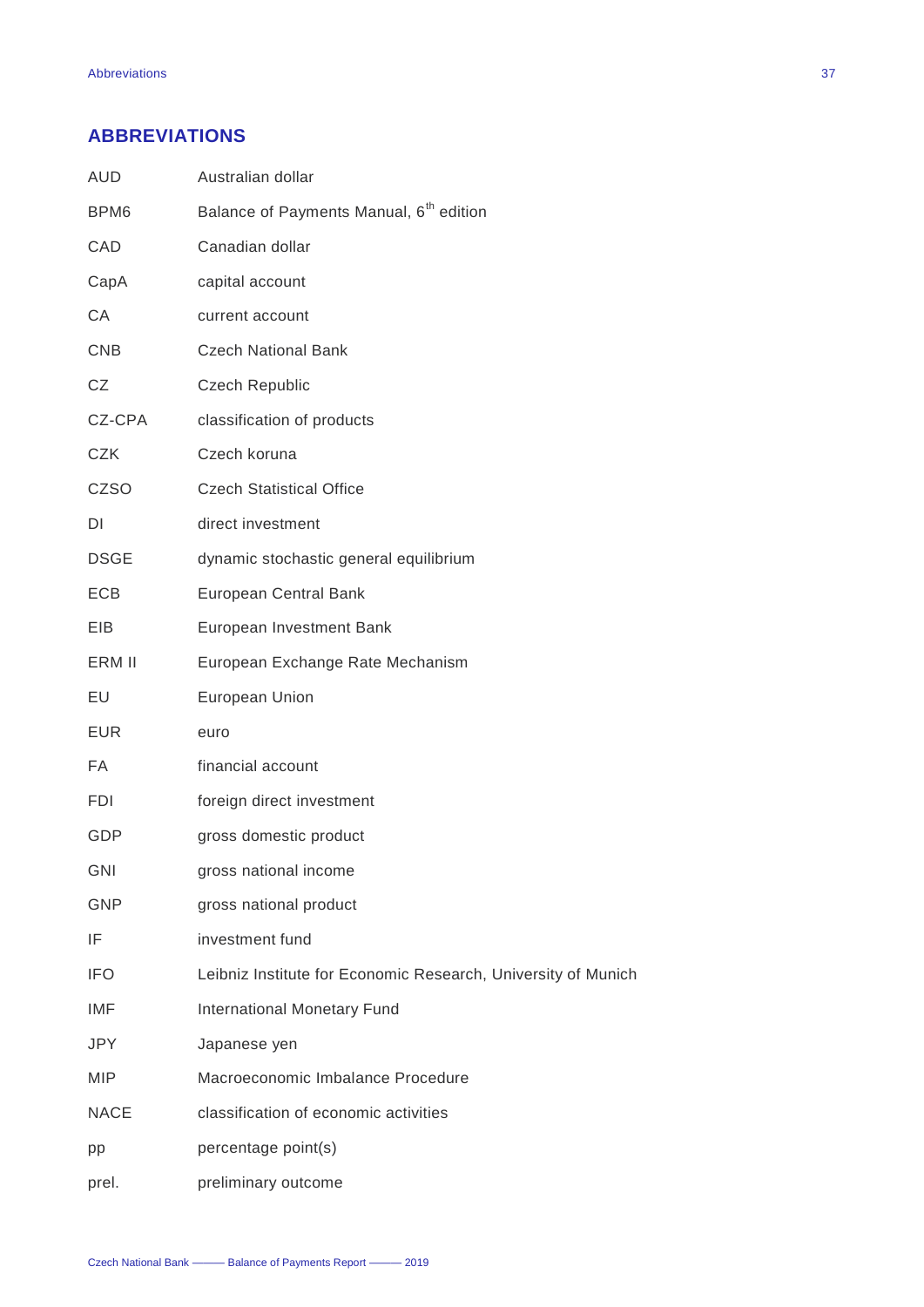## ABBREVIATIONS

| | |
|---|---|
| AUD | Australian dollar |
| BPM6 | Balance of Payments Manual, 6th edition |
| CAD | Canadian dollar |
| CapA | capital account |
| CA | current account |
| CNB | Czech National Bank |
| CZ | Czech Republic |
| CZ-CPA | classification of products |
| CZK | Czech koruna |
| CZSO | Czech Statistical Office |
| DI | direct investment |
| DSGE | dynamic stochastic general equilibrium |
| ECB | European Central Bank |
| EIB | European Investment Bank |
| ERM II | European Exchange Rate Mechanism |
| EU | European Union |
| EUR | euro |
| FA | financial account |
| FDI | foreign direct investment |
| GDP | gross domestic product |
| GNI | gross national income |
| GNP | gross national product |
| IF | investment fund |
| IFO | Leibniz Institute for Economic Research, University of Munich |
| IMF | International Monetary Fund |
| JPY | Japanese yen |
| MIP | Macroeconomic Imbalance Procedure |
| NACE | classification of economic activities |
| pp | percentage point(s) |
| prel. | preliminary outcome |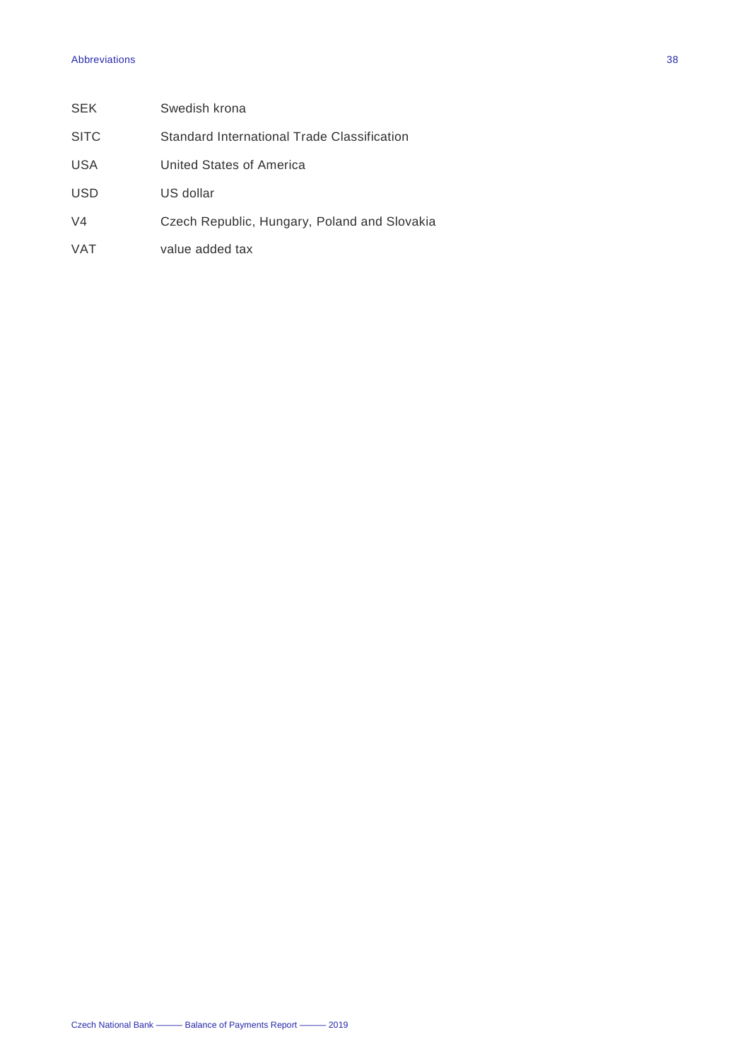| | |
|---|---|
| SEK | Swedish krona |
| SITC | Standard International Trade Classification |
| USA | United States of America |
| USD | US dollar |
| V4 | Czech Republic, Hungary, Poland and Slovakia |
| VAT | value added tax |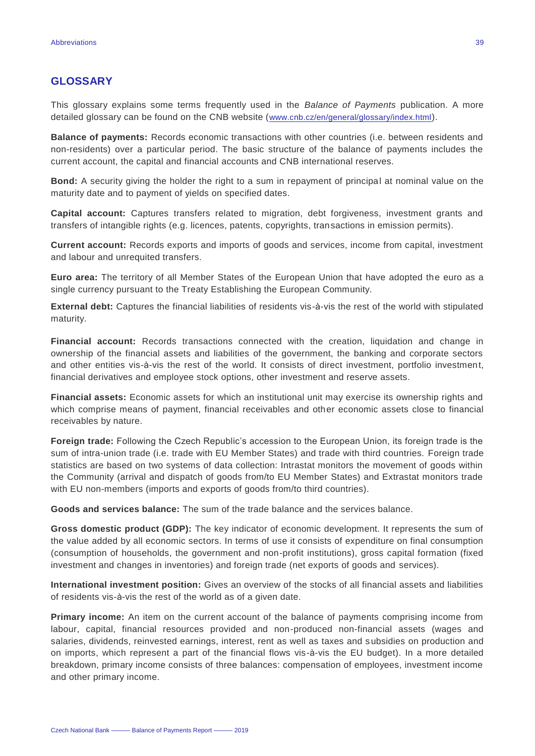## GLOSSARY

This glossary explains some terms frequently used in the *Balance of Payments* publication. A more detailed glossary can be found on the CNB website (www.cnb.cz/en/general/glossary/index.html).

**Balance of payments:** Records economic transactions with other countries (i.e. between residents and non-residents) over a particular period. The basic structure of the balance of payments includes the current account, the capital and financial accounts and CNB international reserves.

**Bond:** A security giving the holder the right to a sum in repayment of principal at nominal value on the maturity date and to payment of yields on specified dates.

**Capital account:** Captures transfers related to migration, debt forgiveness, investment grants and transfers of intangible rights (e.g. licences, patents, copyrights, transactions in emission permits).

**Current account:** Records exports and imports of goods and services, income from capital, investment and labour and unrequited transfers.

**Euro area:** The territory of all Member States of the European Union that have adopted the euro as a single currency pursuant to the Treaty Establishing the European Community.

**External debt:** Captures the financial liabilities of residents vis-à-vis the rest of the world with stipulated maturity.

**Financial account:** Records transactions connected with the creation, liquidation and change in ownership of the financial assets and liabilities of the government, the banking and corporate sectors and other entities vis-à-vis the rest of the world. It consists of direct investment, portfolio investment, financial derivatives and employee stock options, other investment and reserve assets.

**Financial assets:** Economic assets for which an institutional unit may exercise its ownership rights and which comprise means of payment, financial receivables and other economic assets close to financial receivables by nature.

**Foreign trade:** Following the Czech Republic's accession to the European Union, its foreign trade is the sum of intra-union trade (i.e. trade with EU Member States) and trade with third countries. Foreign trade statistics are based on two systems of data collection: Intrastat monitors the movement of goods within the Community (arrival and dispatch of goods from/to EU Member States) and Extrastat monitors trade with EU non-members (imports and exports of goods from/to third countries).

**Goods and services balance:** The sum of the trade balance and the services balance.

**Gross domestic product (GDP):** The key indicator of economic development. It represents the sum of the value added by all economic sectors. In terms of use it consists of expenditure on final consumption (consumption of households, the government and non-profit institutions), gross capital formation (fixed investment and changes in inventories) and foreign trade (net exports of goods and services).

**International investment position:** Gives an overview of the stocks of all financial assets and liabilities of residents vis-à-vis the rest of the world as of a given date.

**Primary income:** An item on the current account of the balance of payments comprising income from labour, capital, financial resources provided and non-produced non-financial assets (wages and salaries, dividends, reinvested earnings, interest, rent as well as taxes and subsidies on production and on imports, which represent a part of the financial flows vis-à-vis the EU budget). In a more detailed breakdown, primary income consists of three balances: compensation of employees, investment income and other primary income.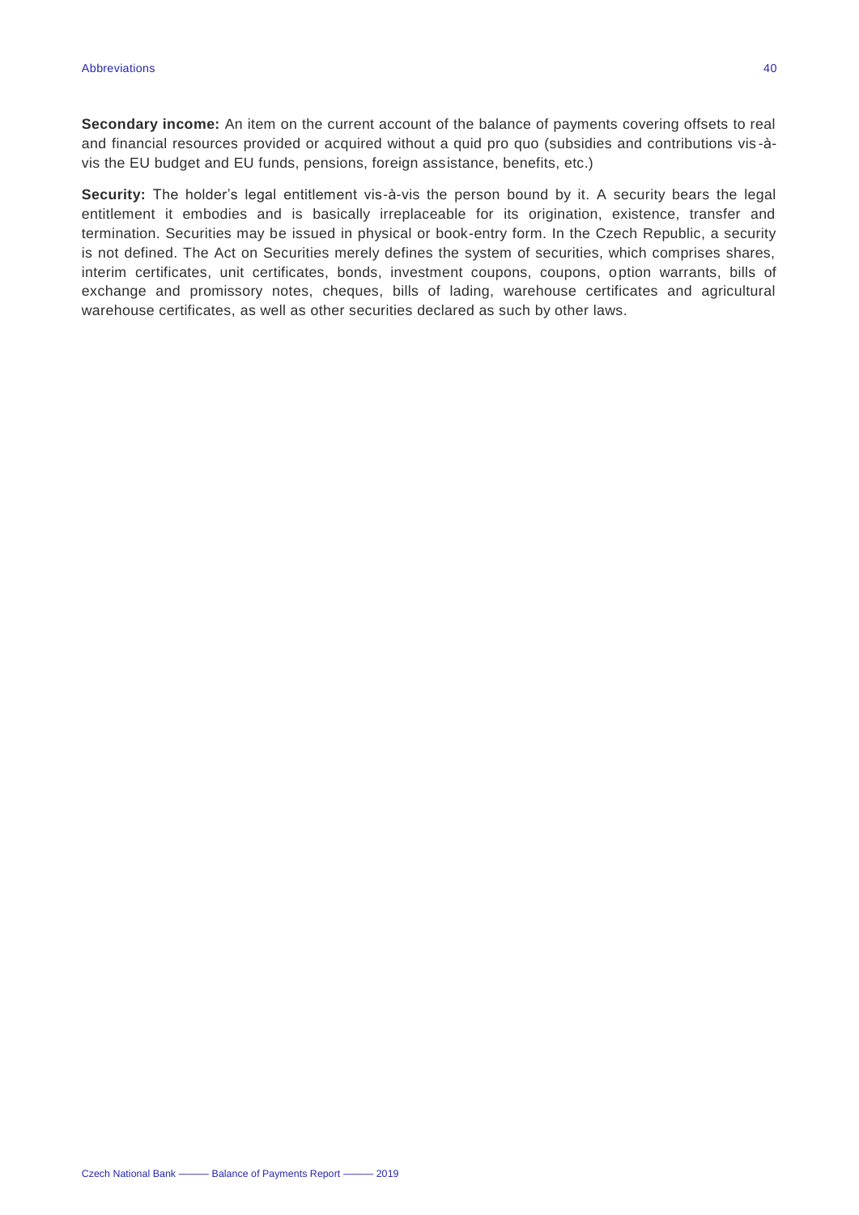**Secondary income:** An item on the current account of the balance of payments covering offsets to real and financial resources provided or acquired without a quid pro quo (subsidies and contributions vis-à-vis the EU budget and EU funds, pensions, foreign assistance, benefits, etc.)

**Security:** The holder's legal entitlement vis-à-vis the person bound by it. A security bears the legal entitlement it embodies and is basically irreplaceable for its origination, existence, transfer and termination. Securities may be issued in physical or book-entry form. In the Czech Republic, a security is not defined. The Act on Securities merely defines the system of securities, which comprises shares, interim certificates, unit certificates, bonds, investment coupons, coupons, option warrants, bills of exchange and promissory notes, cheques, bills of lading, warehouse certificates and agricultural warehouse certificates, as well as other securities declared as such by other laws.